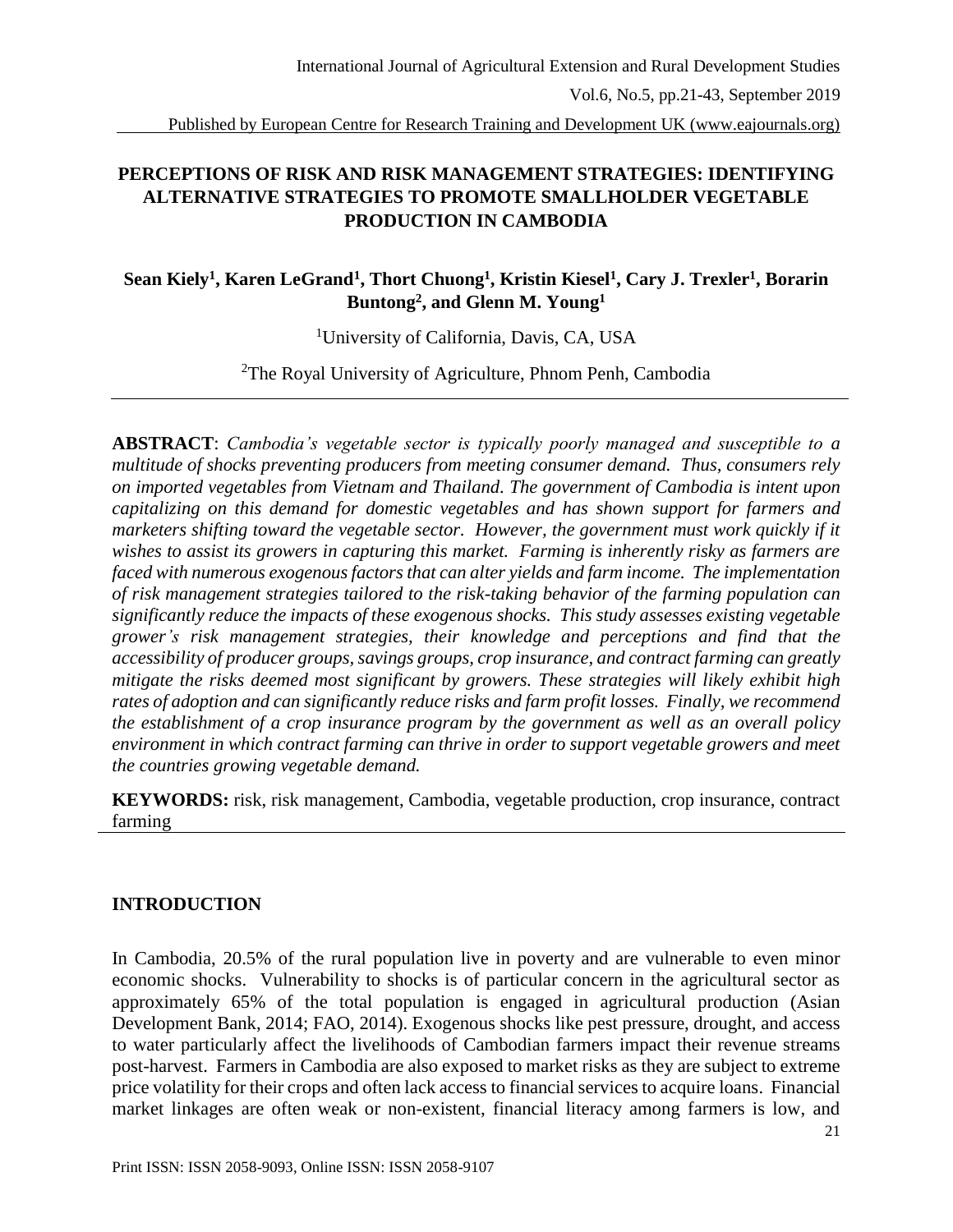# PERCEPTIONS OF RISK AND RISK MANAGEMENT STRATEGIES: IDENTIFYING ALTERNATIVE STRATEGIES TO PROMOTE SMALLHOLDER VEGETABLE PRODUCTION IN CAMBODIA

**Sean Kiely[1], Karen LeGrand[1], Thort Chuong[1], Kristin Kiesel[1], Cary J. Trexler[1], Borarin Buntong[2], and Glenn M. Young[1]**

[1]University of California, Davis, CA, USA

[2]The Royal University of Agriculture, Phnom Penh, Cambodia

**ABSTRACT**: *Cambodia's vegetable sector is typically poorly managed and susceptible to a multitude of shocks preventing producers from meeting consumer demand. Thus, consumers rely on imported vegetables from Vietnam and Thailand. The government of Cambodia is intent upon capitalizing on this demand for domestic vegetables and has shown support for farmers and marketers shifting toward the vegetable sector. However, the government must work quickly if it wishes to assist its growers in capturing this market. Farming is inherently risky as farmers are faced with numerous exogenous factors that can alter yields and farm income. The implementation of risk management strategies tailored to the risk-taking behavior of the farming population can significantly reduce the impacts of these exogenous shocks. This study assesses existing vegetable grower's risk management strategies, their knowledge and perceptions and find that the accessibility of producer groups, savings groups, crop insurance, and contract farming can greatly mitigate the risks deemed most significant by growers. These strategies will likely exhibit high rates of adoption and can significantly reduce risks and farm profit losses. Finally, we recommend the establishment of a crop insurance program by the government as well as an overall policy environment in which contract farming can thrive in order to support vegetable growers and meet the countries growing vegetable demand.*

**KEYWORDS:** risk, risk management, Cambodia, vegetable production, crop insurance, contract farming

## INTRODUCTION

In Cambodia, 20.5% of the rural population live in poverty and are vulnerable to even minor economic shocks. Vulnerability to shocks is of particular concern in the agricultural sector as approximately 65% of the total population is engaged in agricultural production (Asian Development Bank, 2014; FAO, 2014). Exogenous shocks like pest pressure, drought, and access to water particularly affect the livelihoods of Cambodian farmers impact their revenue streams post-harvest. Farmers in Cambodia are also exposed to market risks as they are subject to extreme price volatility for their crops and often lack access to financial services to acquire loans. Financial market linkages are often weak or non-existent, financial literacy among farmers is low, and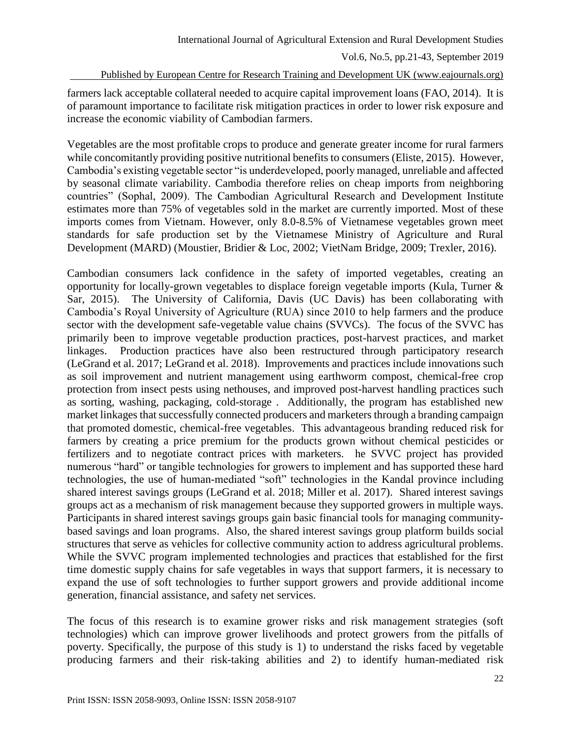farmers lack acceptable collateral needed to acquire capital improvement loans (FAO, 2014). It is of paramount importance to facilitate risk mitigation practices in order to lower risk exposure and increase the economic viability of Cambodian farmers.

Vegetables are the most profitable crops to produce and generate greater income for rural farmers while concomitantly providing positive nutritional benefits to consumers (Eliste, 2015). However, Cambodia's existing vegetable sector "is underdeveloped, poorly managed, unreliable and affected by seasonal climate variability. Cambodia therefore relies on cheap imports from neighboring countries" (Sophal, 2009). The Cambodian Agricultural Research and Development Institute estimates more than 75% of vegetables sold in the market are currently imported. Most of these imports comes from Vietnam. However, only 8.0-8.5% of Vietnamese vegetables grown meet standards for safe production set by the Vietnamese Ministry of Agriculture and Rural Development (MARD) (Moustier, Bridier & Loc, 2002; VietNam Bridge, 2009; Trexler, 2016).

Cambodian consumers lack confidence in the safety of imported vegetables, creating an opportunity for locally-grown vegetables to displace foreign vegetable imports (Kula, Turner & Sar, 2015). The University of California, Davis (UC Davis) has been collaborating with Cambodia's Royal University of Agriculture (RUA) since 2010 to help farmers and the produce sector with the development safe-vegetable value chains (SVVCs). The focus of the SVVC has primarily been to improve vegetable production practices, post-harvest practices, and market linkages. Production practices have also been restructured through participatory research (LeGrand et al. 2017; LeGrand et al. 2018). Improvements and practices include innovations such as soil improvement and nutrient management using earthworm compost, chemical-free crop protection from insect pests using nethouses, and improved post-harvest handling practices such as sorting, washing, packaging, cold-storage . Additionally, the program has established new market linkages that successfully connected producers and marketers through a branding campaign that promoted domestic, chemical-free vegetables. This advantageous branding reduced risk for farmers by creating a price premium for the products grown without chemical pesticides or fertilizers and to negotiate contract prices with marketers. he SVVC project has provided numerous "hard" or tangible technologies for growers to implement and has supported these hard technologies, the use of human-mediated "soft" technologies in the Kandal province including shared interest savings groups (LeGrand et al. 2018; Miller et al. 2017). Shared interest savings groups act as a mechanism of risk management because they supported growers in multiple ways. Participants in shared interest savings groups gain basic financial tools for managing community-based savings and loan programs. Also, the shared interest savings group platform builds social structures that serve as vehicles for collective community action to address agricultural problems. While the SVVC program implemented technologies and practices that established for the first time domestic supply chains for safe vegetables in ways that support farmers, it is necessary to expand the use of soft technologies to further support growers and provide additional income generation, financial assistance, and safety net services.

The focus of this research is to examine grower risks and risk management strategies (soft technologies) which can improve grower livelihoods and protect growers from the pitfalls of poverty. Specifically, the purpose of this study is 1) to understand the risks faced by vegetable producing farmers and their risk-taking abilities and 2) to identify human-mediated risk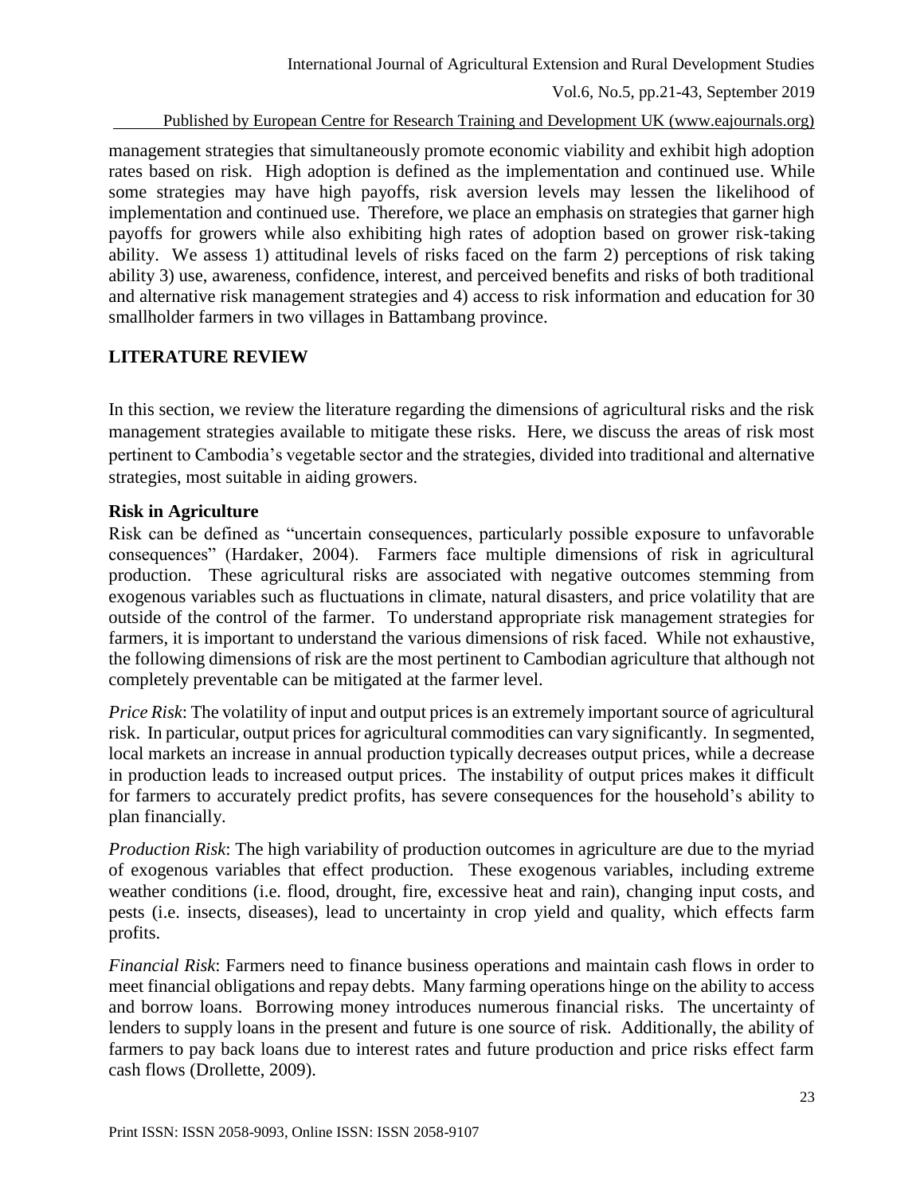management strategies that simultaneously promote economic viability and exhibit high adoption rates based on risk. High adoption is defined as the implementation and continued use. While some strategies may have high payoffs, risk aversion levels may lessen the likelihood of implementation and continued use. Therefore, we place an emphasis on strategies that garner high payoffs for growers while also exhibiting high rates of adoption based on grower risk-taking ability. We assess 1) attitudinal levels of risks faced on the farm 2) perceptions of risk taking ability 3) use, awareness, confidence, interest, and perceived benefits and risks of both traditional and alternative risk management strategies and 4) access to risk information and education for 30 smallholder farmers in two villages in Battambang province.

## LITERATURE REVIEW

In this section, we review the literature regarding the dimensions of agricultural risks and the risk management strategies available to mitigate these risks. Here, we discuss the areas of risk most pertinent to Cambodia's vegetable sector and the strategies, divided into traditional and alternative strategies, most suitable in aiding growers.

### Risk in Agriculture

Risk can be defined as "uncertain consequences, particularly possible exposure to unfavorable consequences" (Hardaker, 2004). Farmers face multiple dimensions of risk in agricultural production. These agricultural risks are associated with negative outcomes stemming from exogenous variables such as fluctuations in climate, natural disasters, and price volatility that are outside of the control of the farmer. To understand appropriate risk management strategies for farmers, it is important to understand the various dimensions of risk faced. While not exhaustive, the following dimensions of risk are the most pertinent to Cambodian agriculture that although not completely preventable can be mitigated at the farmer level.

*Price Risk*: The volatility of input and output prices is an extremely important source of agricultural risk. In particular, output prices for agricultural commodities can vary significantly. In segmented, local markets an increase in annual production typically decreases output prices, while a decrease in production leads to increased output prices. The instability of output prices makes it difficult for farmers to accurately predict profits, has severe consequences for the household's ability to plan financially.

*Production Risk*: The high variability of production outcomes in agriculture are due to the myriad of exogenous variables that effect production. These exogenous variables, including extreme weather conditions (i.e. flood, drought, fire, excessive heat and rain), changing input costs, and pests (i.e. insects, diseases), lead to uncertainty in crop yield and quality, which effects farm profits.

*Financial Risk*: Farmers need to finance business operations and maintain cash flows in order to meet financial obligations and repay debts. Many farming operations hinge on the ability to access and borrow loans. Borrowing money introduces numerous financial risks. The uncertainty of lenders to supply loans in the present and future is one source of risk. Additionally, the ability of farmers to pay back loans due to interest rates and future production and price risks effect farm cash flows (Drollette, 2009).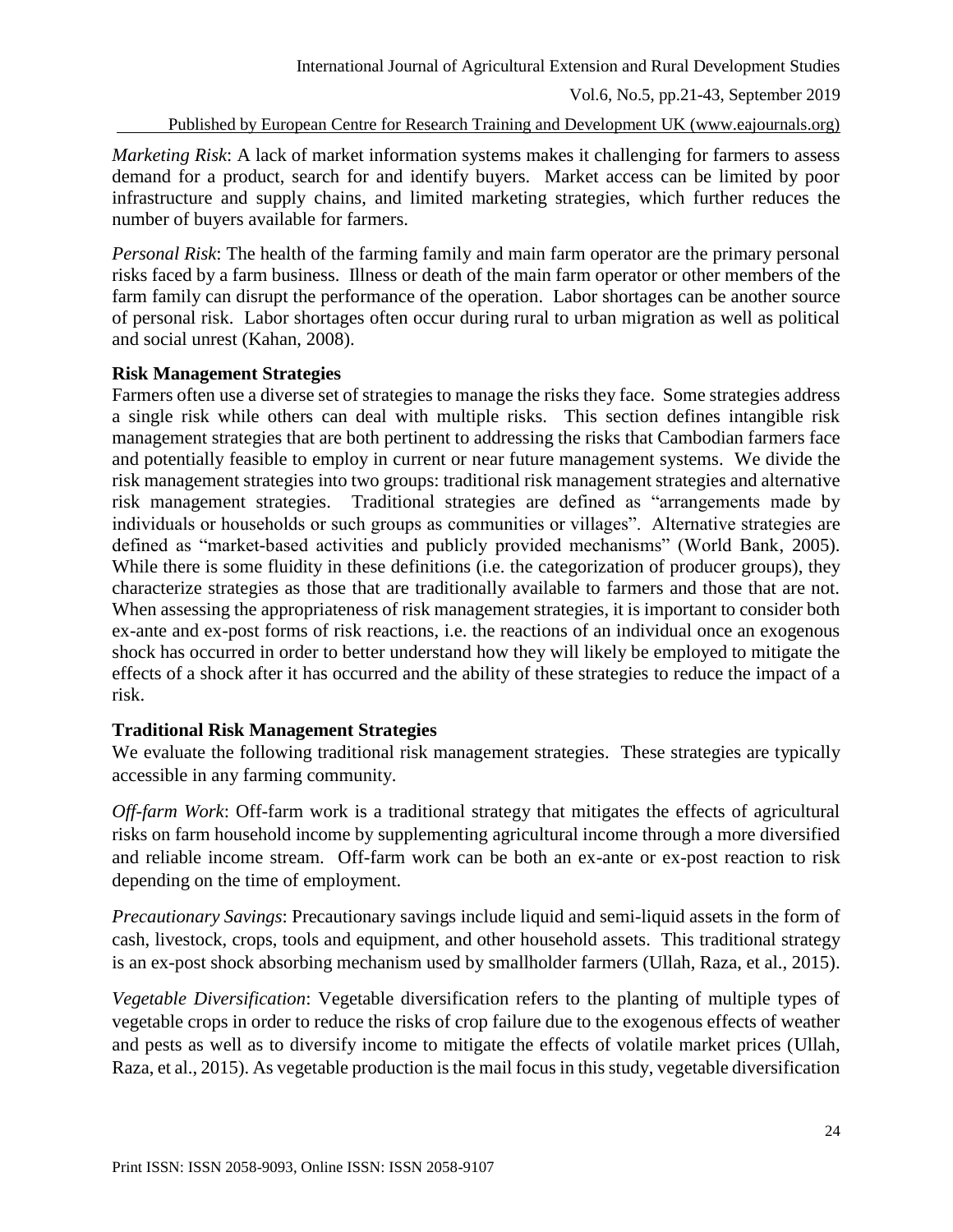*Marketing Risk*: A lack of market information systems makes it challenging for farmers to assess demand for a product, search for and identify buyers. Market access can be limited by poor infrastructure and supply chains, and limited marketing strategies, which further reduces the number of buyers available for farmers.

*Personal Risk*: The health of the farming family and main farm operator are the primary personal risks faced by a farm business. Illness or death of the main farm operator or other members of the farm family can disrupt the performance of the operation. Labor shortages can be another source of personal risk. Labor shortages often occur during rural to urban migration as well as political and social unrest (Kahan, 2008).

## Risk Management Strategies

Farmers often use a diverse set of strategies to manage the risks they face. Some strategies address a single risk while others can deal with multiple risks. This section defines intangible risk management strategies that are both pertinent to addressing the risks that Cambodian farmers face and potentially feasible to employ in current or near future management systems. We divide the risk management strategies into two groups: traditional risk management strategies and alternative risk management strategies. Traditional strategies are defined as "arrangements made by individuals or households or such groups as communities or villages". Alternative strategies are defined as "market-based activities and publicly provided mechanisms" (World Bank, 2005). While there is some fluidity in these definitions (i.e. the categorization of producer groups), they characterize strategies as those that are traditionally available to farmers and those that are not. When assessing the appropriateness of risk management strategies, it is important to consider both ex-ante and ex-post forms of risk reactions, i.e. the reactions of an individual once an exogenous shock has occurred in order to better understand how they will likely be employed to mitigate the effects of a shock after it has occurred and the ability of these strategies to reduce the impact of a risk.

## Traditional Risk Management Strategies

We evaluate the following traditional risk management strategies. These strategies are typically accessible in any farming community.

*Off-farm Work*: Off-farm work is a traditional strategy that mitigates the effects of agricultural risks on farm household income by supplementing agricultural income through a more diversified and reliable income stream. Off-farm work can be both an ex-ante or ex-post reaction to risk depending on the time of employment.

*Precautionary Savings*: Precautionary savings include liquid and semi-liquid assets in the form of cash, livestock, crops, tools and equipment, and other household assets. This traditional strategy is an ex-post shock absorbing mechanism used by smallholder farmers (Ullah, Raza, et al., 2015).

*Vegetable Diversification*: Vegetable diversification refers to the planting of multiple types of vegetable crops in order to reduce the risks of crop failure due to the exogenous effects of weather and pests as well as to diversify income to mitigate the effects of volatile market prices (Ullah, Raza, et al., 2015). As vegetable production is the mail focus in this study, vegetable diversification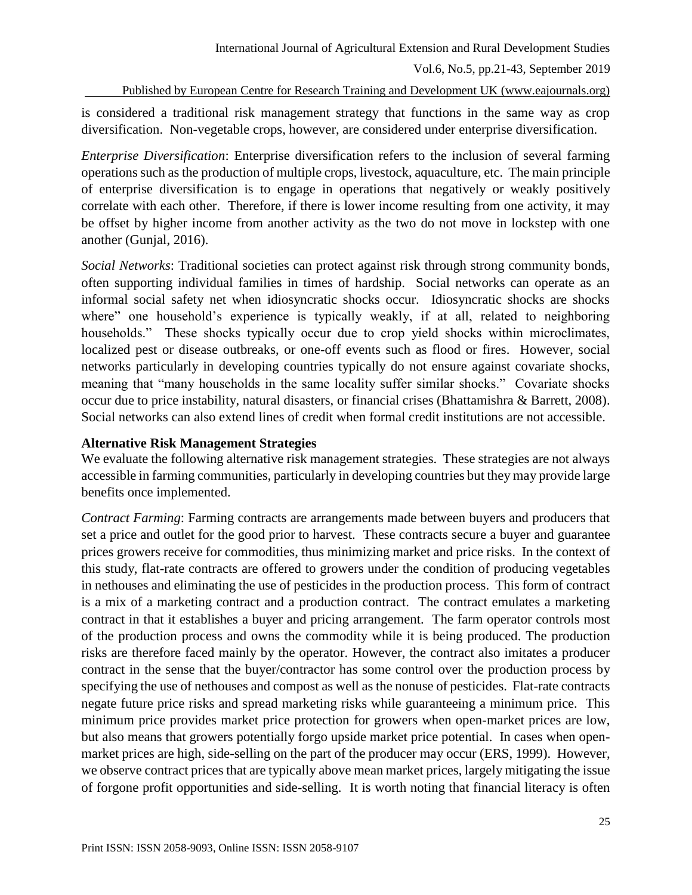is considered a traditional risk management strategy that functions in the same way as crop diversification. Non-vegetable crops, however, are considered under enterprise diversification.

*Enterprise Diversification*: Enterprise diversification refers to the inclusion of several farming operations such as the production of multiple crops, livestock, aquaculture, etc. The main principle of enterprise diversification is to engage in operations that negatively or weakly positively correlate with each other. Therefore, if there is lower income resulting from one activity, it may be offset by higher income from another activity as the two do not move in lockstep with one another (Gunjal, 2016).

*Social Networks*: Traditional societies can protect against risk through strong community bonds, often supporting individual families in times of hardship. Social networks can operate as an informal social safety net when idiosyncratic shocks occur. Idiosyncratic shocks are shocks where" one household's experience is typically weakly, if at all, related to neighboring households." These shocks typically occur due to crop yield shocks within microclimates, localized pest or disease outbreaks, or one-off events such as flood or fires. However, social networks particularly in developing countries typically do not ensure against covariate shocks, meaning that "many households in the same locality suffer similar shocks." Covariate shocks occur due to price instability, natural disasters, or financial crises (Bhattamishra & Barrett, 2008). Social networks can also extend lines of credit when formal credit institutions are not accessible.

**Alternative Risk Management Strategies**

We evaluate the following alternative risk management strategies. These strategies are not always accessible in farming communities, particularly in developing countries but they may provide large benefits once implemented.

*Contract Farming*: Farming contracts are arrangements made between buyers and producers that set a price and outlet for the good prior to harvest. These contracts secure a buyer and guarantee prices growers receive for commodities, thus minimizing market and price risks. In the context of this study, flat-rate contracts are offered to growers under the condition of producing vegetables in nethouses and eliminating the use of pesticides in the production process. This form of contract is a mix of a marketing contract and a production contract. The contract emulates a marketing contract in that it establishes a buyer and pricing arrangement. The farm operator controls most of the production process and owns the commodity while it is being produced. The production risks are therefore faced mainly by the operator. However, the contract also imitates a producer contract in the sense that the buyer/contractor has some control over the production process by specifying the use of nethouses and compost as well as the nonuse of pesticides. Flat-rate contracts negate future price risks and spread marketing risks while guaranteeing a minimum price. This minimum price provides market price protection for growers when open-market prices are low, but also means that growers potentially forgo upside market price potential. In cases when open-market prices are high, side-selling on the part of the producer may occur (ERS, 1999). However, we observe contract prices that are typically above mean market prices, largely mitigating the issue of forgone profit opportunities and side-selling. It is worth noting that financial literacy is often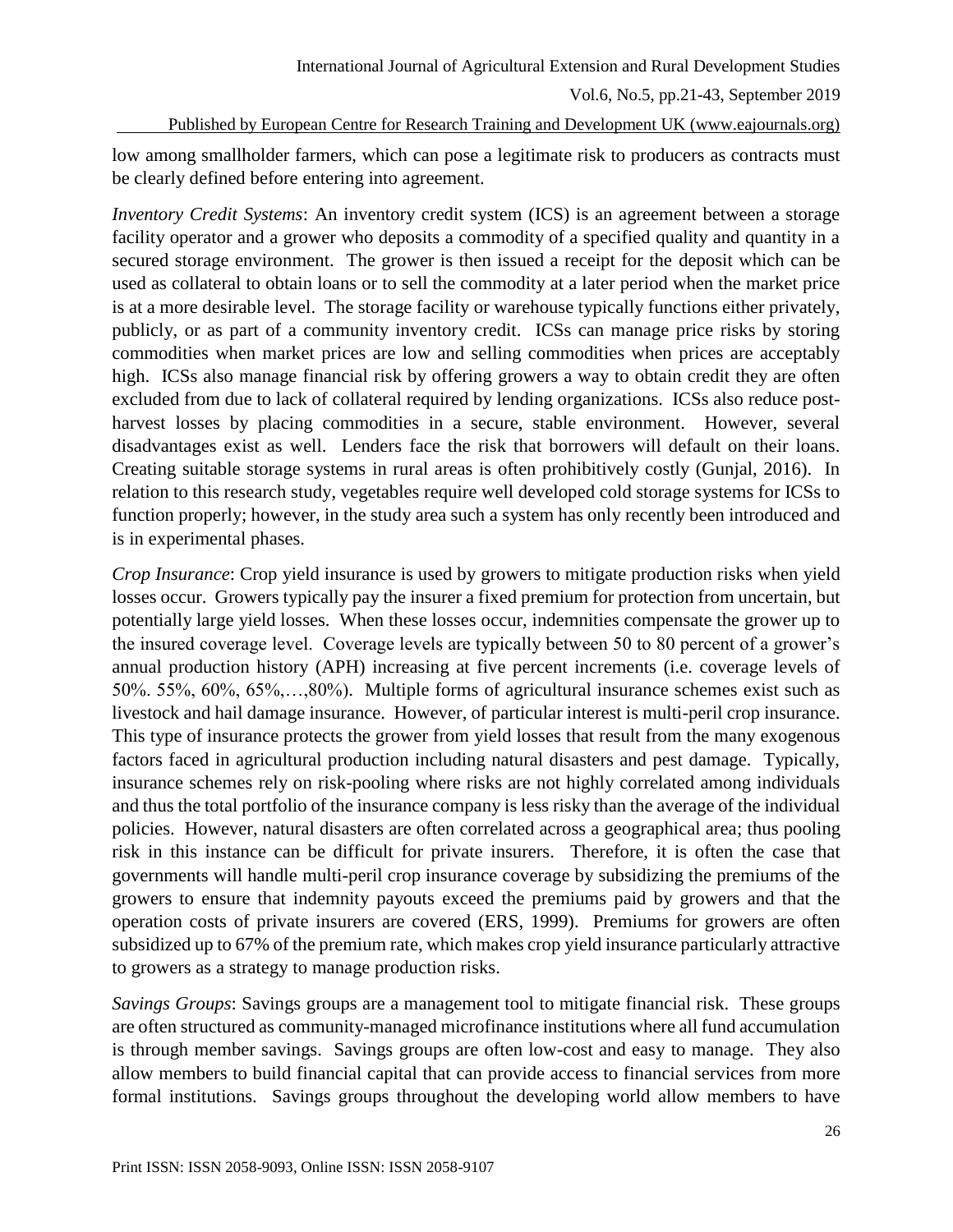low among smallholder farmers, which can pose a legitimate risk to producers as contracts must be clearly defined before entering into agreement.

*Inventory Credit Systems*: An inventory credit system (ICS) is an agreement between a storage facility operator and a grower who deposits a commodity of a specified quality and quantity in a secured storage environment. The grower is then issued a receipt for the deposit which can be used as collateral to obtain loans or to sell the commodity at a later period when the market price is at a more desirable level. The storage facility or warehouse typically functions either privately, publicly, or as part of a community inventory credit. ICSs can manage price risks by storing commodities when market prices are low and selling commodities when prices are acceptably high. ICSs also manage financial risk by offering growers a way to obtain credit they are often excluded from due to lack of collateral required by lending organizations. ICSs also reduce post-harvest losses by placing commodities in a secure, stable environment. However, several disadvantages exist as well. Lenders face the risk that borrowers will default on their loans. Creating suitable storage systems in rural areas is often prohibitively costly (Gunjal, 2016). In relation to this research study, vegetables require well developed cold storage systems for ICSs to function properly; however, in the study area such a system has only recently been introduced and is in experimental phases.

*Crop Insurance*: Crop yield insurance is used by growers to mitigate production risks when yield losses occur. Growers typically pay the insurer a fixed premium for protection from uncertain, but potentially large yield losses. When these losses occur, indemnities compensate the grower up to the insured coverage level. Coverage levels are typically between 50 to 80 percent of a grower's annual production history (APH) increasing at five percent increments (i.e. coverage levels of 50%. 55%, 60%, 65%,…,80%). Multiple forms of agricultural insurance schemes exist such as livestock and hail damage insurance. However, of particular interest is multi-peril crop insurance. This type of insurance protects the grower from yield losses that result from the many exogenous factors faced in agricultural production including natural disasters and pest damage. Typically, insurance schemes rely on risk-pooling where risks are not highly correlated among individuals and thus the total portfolio of the insurance company is less risky than the average of the individual policies. However, natural disasters are often correlated across a geographical area; thus pooling risk in this instance can be difficult for private insurers. Therefore, it is often the case that governments will handle multi-peril crop insurance coverage by subsidizing the premiums of the growers to ensure that indemnity payouts exceed the premiums paid by growers and that the operation costs of private insurers are covered (ERS, 1999). Premiums for growers are often subsidized up to 67% of the premium rate, which makes crop yield insurance particularly attractive to growers as a strategy to manage production risks.

*Savings Groups*: Savings groups are a management tool to mitigate financial risk. These groups are often structured as community-managed microfinance institutions where all fund accumulation is through member savings. Savings groups are often low-cost and easy to manage. They also allow members to build financial capital that can provide access to financial services from more formal institutions. Savings groups throughout the developing world allow members to have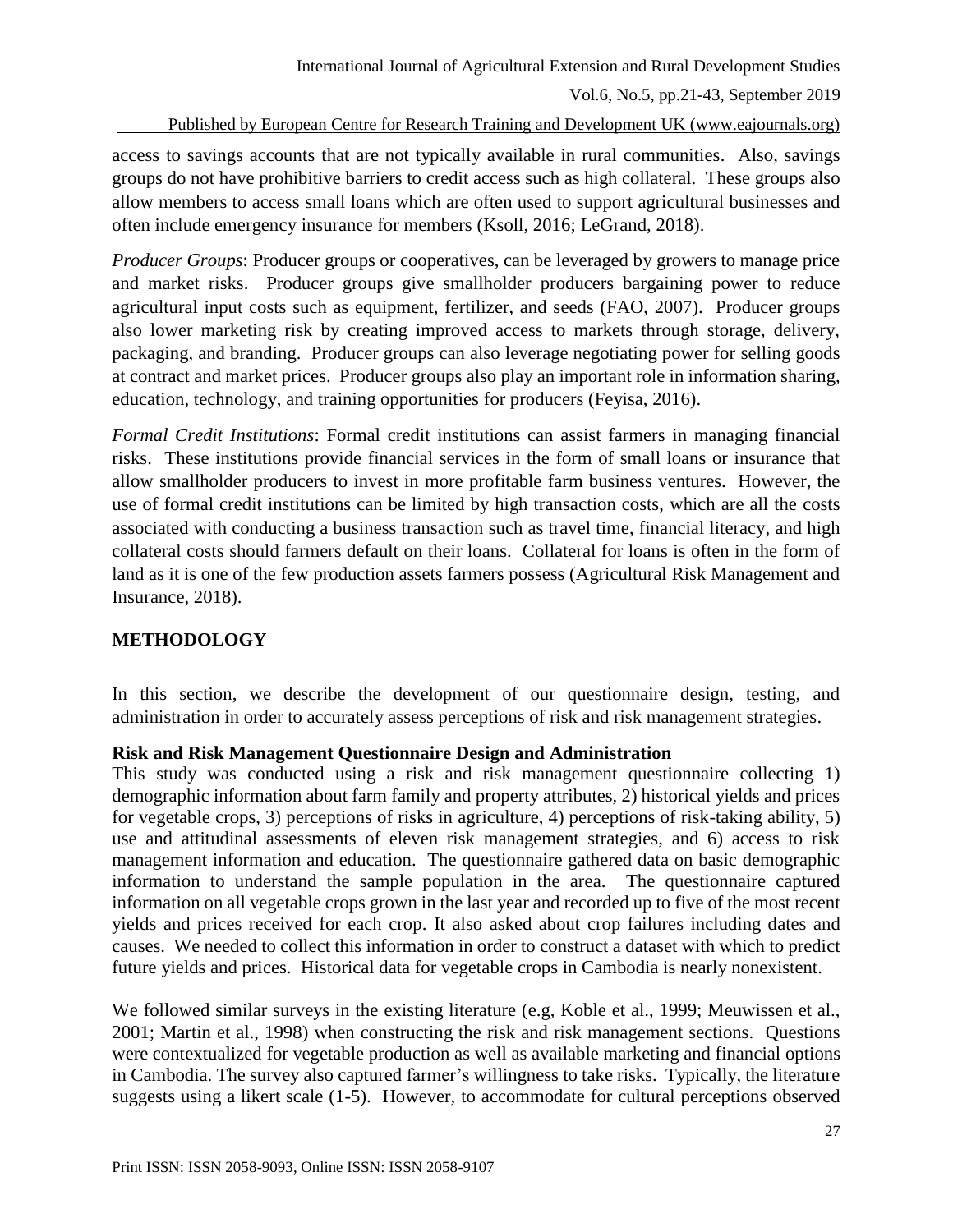access to savings accounts that are not typically available in rural communities. Also, savings groups do not have prohibitive barriers to credit access such as high collateral. These groups also allow members to access small loans which are often used to support agricultural businesses and often include emergency insurance for members (Ksoll, 2016; LeGrand, 2018).

*Producer Groups*: Producer groups or cooperatives, can be leveraged by growers to manage price and market risks. Producer groups give smallholder producers bargaining power to reduce agricultural input costs such as equipment, fertilizer, and seeds (FAO, 2007). Producer groups also lower marketing risk by creating improved access to markets through storage, delivery, packaging, and branding. Producer groups can also leverage negotiating power for selling goods at contract and market prices. Producer groups also play an important role in information sharing, education, technology, and training opportunities for producers (Feyisa, 2016).

*Formal Credit Institutions*: Formal credit institutions can assist farmers in managing financial risks. These institutions provide financial services in the form of small loans or insurance that allow smallholder producers to invest in more profitable farm business ventures. However, the use of formal credit institutions can be limited by high transaction costs, which are all the costs associated with conducting a business transaction such as travel time, financial literacy, and high collateral costs should farmers default on their loans. Collateral for loans is often in the form of land as it is one of the few production assets farmers possess (Agricultural Risk Management and Insurance, 2018).

## METHODOLOGY

In this section, we describe the development of our questionnaire design, testing, and administration in order to accurately assess perceptions of risk and risk management strategies.

### Risk and Risk Management Questionnaire Design and Administration

This study was conducted using a risk and risk management questionnaire collecting 1) demographic information about farm family and property attributes, 2) historical yields and prices for vegetable crops, 3) perceptions of risks in agriculture, 4) perceptions of risk-taking ability, 5) use and attitudinal assessments of eleven risk management strategies, and 6) access to risk management information and education. The questionnaire gathered data on basic demographic information to understand the sample population in the area. The questionnaire captured information on all vegetable crops grown in the last year and recorded up to five of the most recent yields and prices received for each crop. It also asked about crop failures including dates and causes. We needed to collect this information in order to construct a dataset with which to predict future yields and prices. Historical data for vegetable crops in Cambodia is nearly nonexistent.

We followed similar surveys in the existing literature (e.g, Koble et al., 1999; Meuwissen et al., 2001; Martin et al., 1998) when constructing the risk and risk management sections. Questions were contextualized for vegetable production as well as available marketing and financial options in Cambodia. The survey also captured farmer's willingness to take risks. Typically, the literature suggests using a likert scale (1-5). However, to accommodate for cultural perceptions observed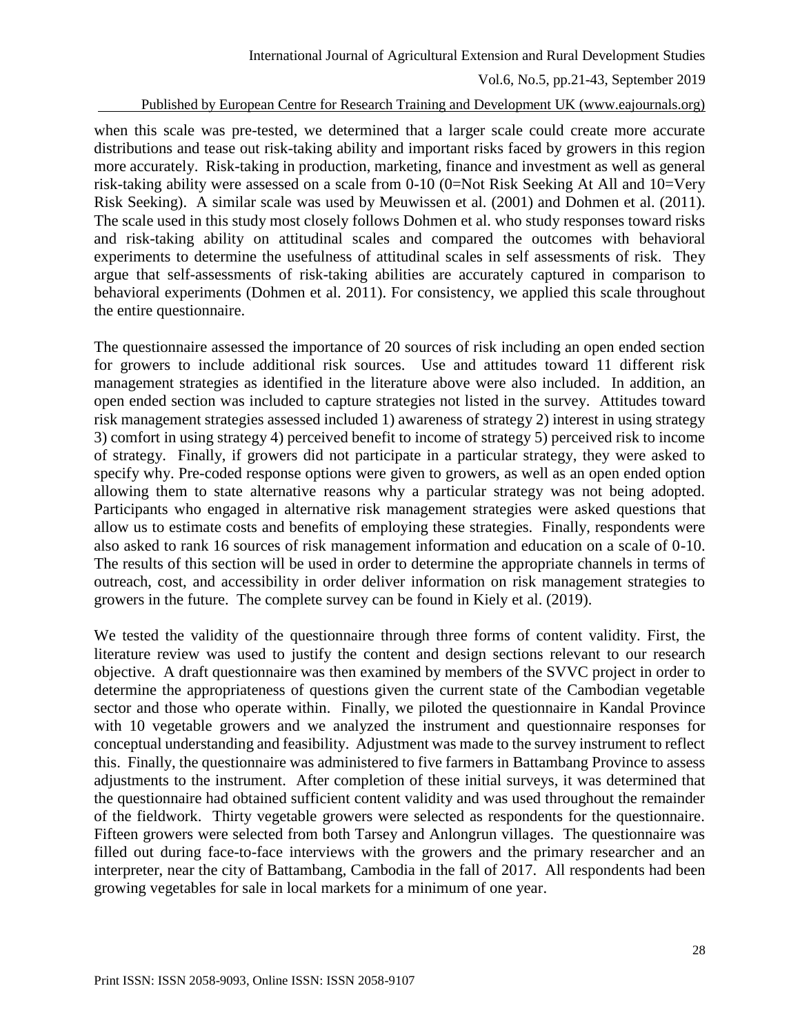when this scale was pre-tested, we determined that a larger scale could create more accurate distributions and tease out risk-taking ability and important risks faced by growers in this region more accurately. Risk-taking in production, marketing, finance and investment as well as general risk-taking ability were assessed on a scale from 0-10 (0=Not Risk Seeking At All and 10=Very Risk Seeking). A similar scale was used by Meuwissen et al. (2001) and Dohmen et al. (2011). The scale used in this study most closely follows Dohmen et al. who study responses toward risks and risk-taking ability on attitudinal scales and compared the outcomes with behavioral experiments to determine the usefulness of attitudinal scales in self assessments of risk. They argue that self-assessments of risk-taking abilities are accurately captured in comparison to behavioral experiments (Dohmen et al. 2011). For consistency, we applied this scale throughout the entire questionnaire.

The questionnaire assessed the importance of 20 sources of risk including an open ended section for growers to include additional risk sources. Use and attitudes toward 11 different risk management strategies as identified in the literature above were also included. In addition, an open ended section was included to capture strategies not listed in the survey. Attitudes toward risk management strategies assessed included 1) awareness of strategy 2) interest in using strategy 3) comfort in using strategy 4) perceived benefit to income of strategy 5) perceived risk to income of strategy. Finally, if growers did not participate in a particular strategy, they were asked to specify why. Pre-coded response options were given to growers, as well as an open ended option allowing them to state alternative reasons why a particular strategy was not being adopted. Participants who engaged in alternative risk management strategies were asked questions that allow us to estimate costs and benefits of employing these strategies. Finally, respondents were also asked to rank 16 sources of risk management information and education on a scale of 0-10. The results of this section will be used in order to determine the appropriate channels in terms of outreach, cost, and accessibility in order deliver information on risk management strategies to growers in the future. The complete survey can be found in Kiely et al. (2019).

We tested the validity of the questionnaire through three forms of content validity. First, the literature review was used to justify the content and design sections relevant to our research objective. A draft questionnaire was then examined by members of the SVVC project in order to determine the appropriateness of questions given the current state of the Cambodian vegetable sector and those who operate within. Finally, we piloted the questionnaire in Kandal Province with 10 vegetable growers and we analyzed the instrument and questionnaire responses for conceptual understanding and feasibility. Adjustment was made to the survey instrument to reflect this. Finally, the questionnaire was administered to five farmers in Battambang Province to assess adjustments to the instrument. After completion of these initial surveys, it was determined that the questionnaire had obtained sufficient content validity and was used throughout the remainder of the fieldwork. Thirty vegetable growers were selected as respondents for the questionnaire. Fifteen growers were selected from both Tarsey and Anlongrun villages. The questionnaire was filled out during face-to-face interviews with the growers and the primary researcher and an interpreter, near the city of Battambang, Cambodia in the fall of 2017. All respondents had been growing vegetables for sale in local markets for a minimum of one year.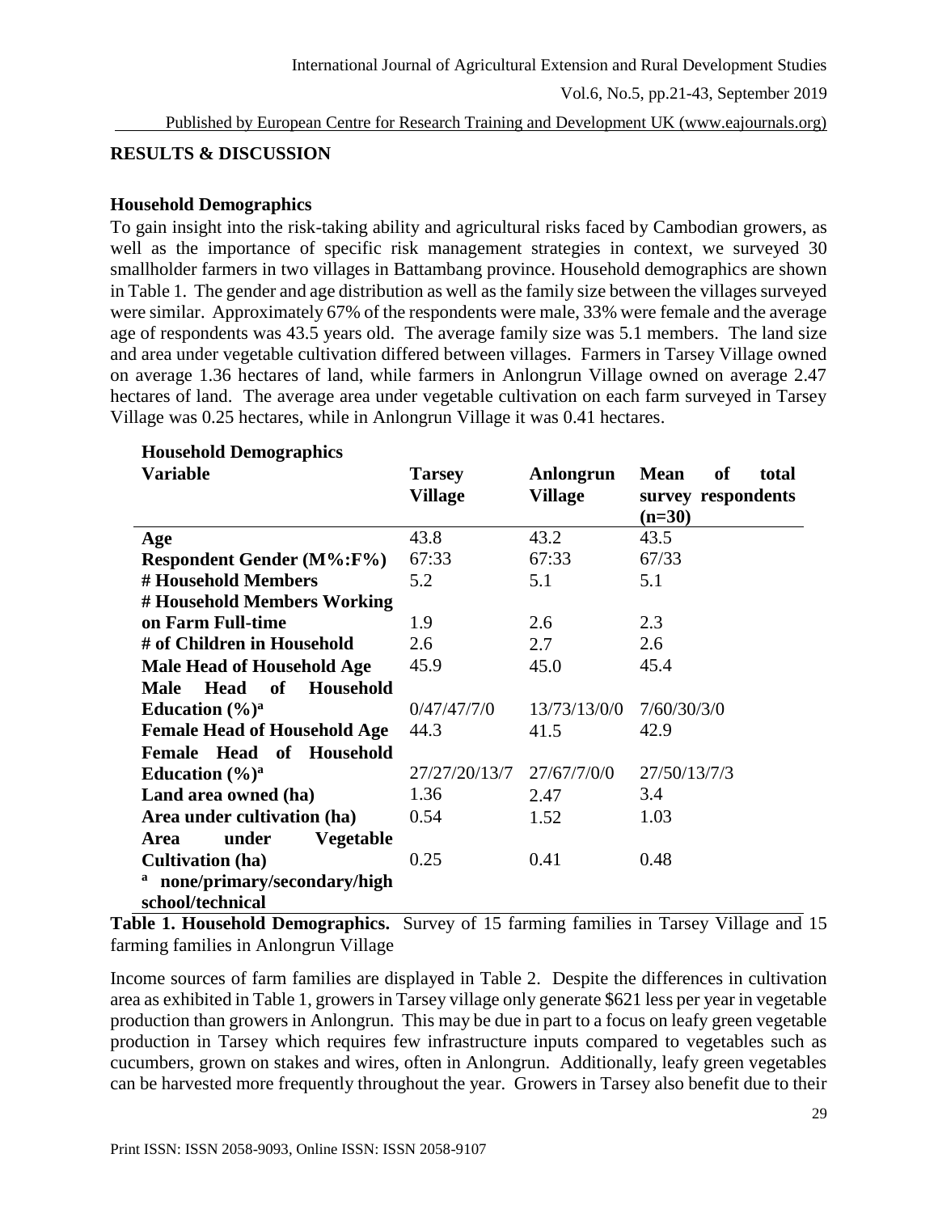## RESULTS & DISCUSSION

### Household Demographics

To gain insight into the risk-taking ability and agricultural risks faced by Cambodian growers, as well as the importance of specific risk management strategies in context, we surveyed 30 smallholder farmers in two villages in Battambang province. Household demographics are shown in Table 1. The gender and age distribution as well as the family size between the villages surveyed were similar. Approximately 67% of the respondents were male, 33% were female and the average age of respondents was 43.5 years old. The average family size was 5.1 members. The land size and area under vegetable cultivation differed between villages. Farmers in Tarsey Village owned on average 1.36 hectares of land, while farmers in Anlongrun Village owned on average 2.47 hectares of land. The average area under vegetable cultivation on each farm surveyed in Tarsey Village was 0.25 hectares, while in Anlongrun Village it was 0.41 hectares.

**Household Demographics**

| Variable | Tarsey Village | Anlongrun Village | Mean of total survey respondents (n=30) |
|---|---|---|---|
| **Age** | 43.8 | 43.2 | 43.5 |
| **Respondent Gender (M%:F%)** | 67:33 | 67:33 | 67/33 |
| **# Household Members** | 5.2 | 5.1 | 5.1 |
| **# Household Members Working on Farm Full-time** | 1.9 | 2.6 | 2.3 |
| **# of Children in Household** | 2.6 | 2.7 | 2.6 |
| **Male Head of Household Age** | 45.9 | 45.0 | 45.4 |
| **Male Head of Household Education (%)[a]** | 0/47/47/7/0 | 13/73/13/0/0 | 7/60/30/3/0 |
| **Female Head of Household Age** | 44.3 | 41.5 | 42.9 |
| **Female Head of Household Education (%)[a]** | 27/27/20/13/7 | 27/67/7/0/0 | 27/50/13/7/3 |
| **Land area owned (ha)** | 1.36 | 2.47 | 3.4 |
| **Area under cultivation (ha)** | 0.54 | 1.52 | 1.03 |
| **Area under Vegetable Cultivation (ha)** | 0.25 | 0.41 | 0.48 |

[a] **none/primary/secondary/high school/technical**

**Table 1. Household Demographics.** Survey of 15 farming families in Tarsey Village and 15 farming families in Anlongrun Village

Income sources of farm families are displayed in Table 2. Despite the differences in cultivation area as exhibited in Table 1, growers in Tarsey village only generate $621 less per year in vegetable production than growers in Anlongrun. This may be due in part to a focus on leafy green vegetable production in Tarsey which requires few infrastructure inputs compared to vegetables such as cucumbers, grown on stakes and wires, often in Anlongrun. Additionally, leafy green vegetables can be harvested more frequently throughout the year. Growers in Tarsey also benefit due to their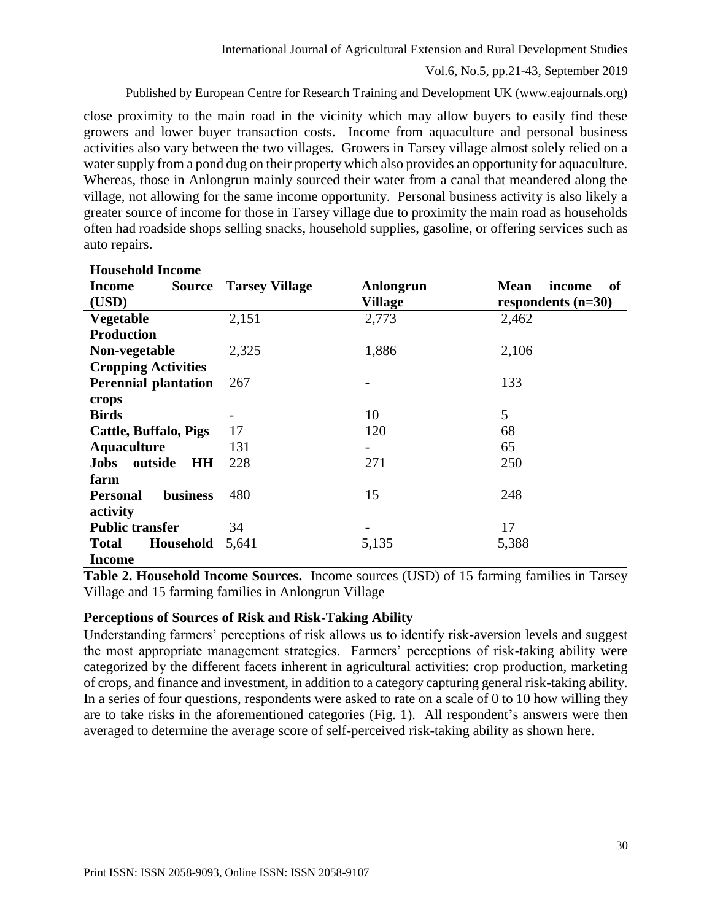close proximity to the main road in the vicinity which may allow buyers to easily find these growers and lower buyer transaction costs. Income from aquaculture and personal business activities also vary between the two villages. Growers in Tarsey village almost solely relied on a water supply from a pond dug on their property which also provides an opportunity for aquaculture. Whereas, those in Anlongrun mainly sourced their water from a canal that meandered along the village, not allowing for the same income opportunity. Personal business activity is also likely a greater source of income for those in Tarsey village due to proximity the main road as households often had roadside shops selling snacks, household supplies, gasoline, or offering services such as auto repairs.

| **Household Income** | | | |
|---|---|---|---|
| **Income Source (USD)** | **Tarsey Village** | **Anlongrun Village** | **Mean income of respondents (n=30)** |
| **Vegetable Production** | 2,151 | 2,773 | 2,462 |
| **Non-vegetable Cropping Activities** | 2,325 | 1,886 | 2,106 |
| **Perennial plantation crops** | 267 | - | 133 |
| **Birds** | - | 10 | 5 |
| **Cattle, Buffalo, Pigs** | 17 | 120 | 68 |
| **Aquaculture** | 131 | - | 65 |
| **Jobs outside HH farm** | 228 | 271 | 250 |
| **Personal business activity** | 480 | 15 | 248 |
| **Public transfer** | 34 | - | 17 |
| **Total Household Income** | 5,641 | 5,135 | 5,388 |

**Table 2. Household Income Sources.** Income sources (USD) of 15 farming families in Tarsey Village and 15 farming families in Anlongrun Village

### Perceptions of Sources of Risk and Risk-Taking Ability

Understanding farmers' perceptions of risk allows us to identify risk-aversion levels and suggest the most appropriate management strategies. Farmers' perceptions of risk-taking ability were categorized by the different facets inherent in agricultural activities: crop production, marketing of crops, and finance and investment, in addition to a category capturing general risk-taking ability. In a series of four questions, respondents were asked to rate on a scale of 0 to 10 how willing they are to take risks in the aforementioned categories (Fig. 1). All respondent's answers were then averaged to determine the average score of self-perceived risk-taking ability as shown here.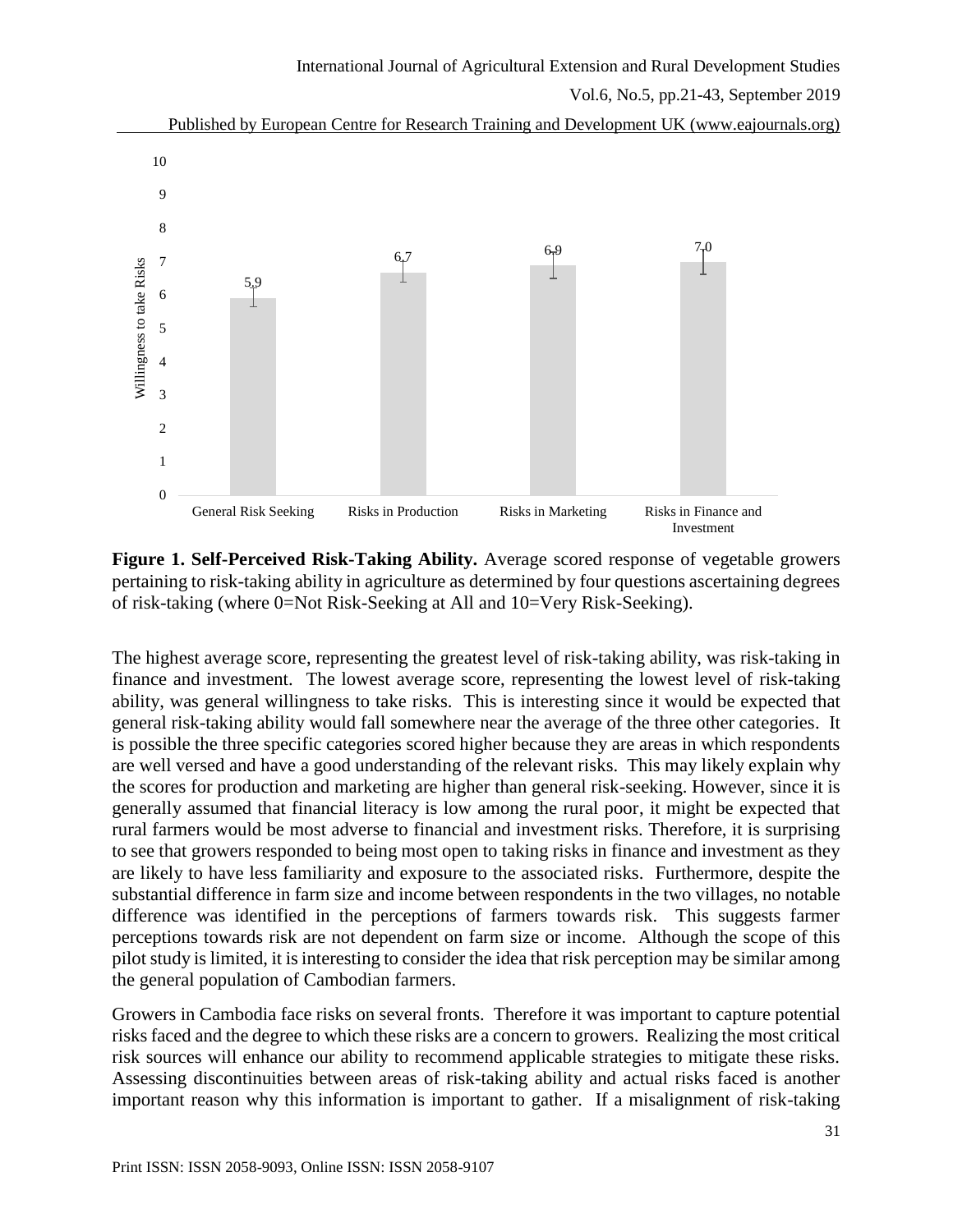**Figure 1. Self-Perceived Risk-Taking Ability.** Average scored response of vegetable growers pertaining to risk-taking ability in agriculture as determined by four questions ascertaining degrees of risk-taking (where 0=Not Risk-Seeking at All and 10=Very Risk-Seeking).

The highest average score, representing the greatest level of risk-taking ability, was risk-taking in finance and investment. The lowest average score, representing the lowest level of risk-taking ability, was general willingness to take risks. This is interesting since it would be expected that general risk-taking ability would fall somewhere near the average of the three other categories. It is possible the three specific categories scored higher because they are areas in which respondents are well versed and have a good understanding of the relevant risks. This may likely explain why the scores for production and marketing are higher than general risk-seeking. However, since it is generally assumed that financial literacy is low among the rural poor, it might be expected that rural farmers would be most adverse to financial and investment risks. Therefore, it is surprising to see that growers responded to being most open to taking risks in finance and investment as they are likely to have less familiarity and exposure to the associated risks. Furthermore, despite the substantial difference in farm size and income between respondents in the two villages, no notable difference was identified in the perceptions of farmers towards risk. This suggests farmer perceptions towards risk are not dependent on farm size or income. Although the scope of this pilot study is limited, it is interesting to consider the idea that risk perception may be similar among the general population of Cambodian farmers.

Growers in Cambodia face risks on several fronts. Therefore it was important to capture potential risks faced and the degree to which these risks are a concern to growers. Realizing the most critical risk sources will enhance our ability to recommend applicable strategies to mitigate these risks. Assessing discontinuities between areas of risk-taking ability and actual risks faced is another important reason why this information is important to gather. If a misalignment of risk-taking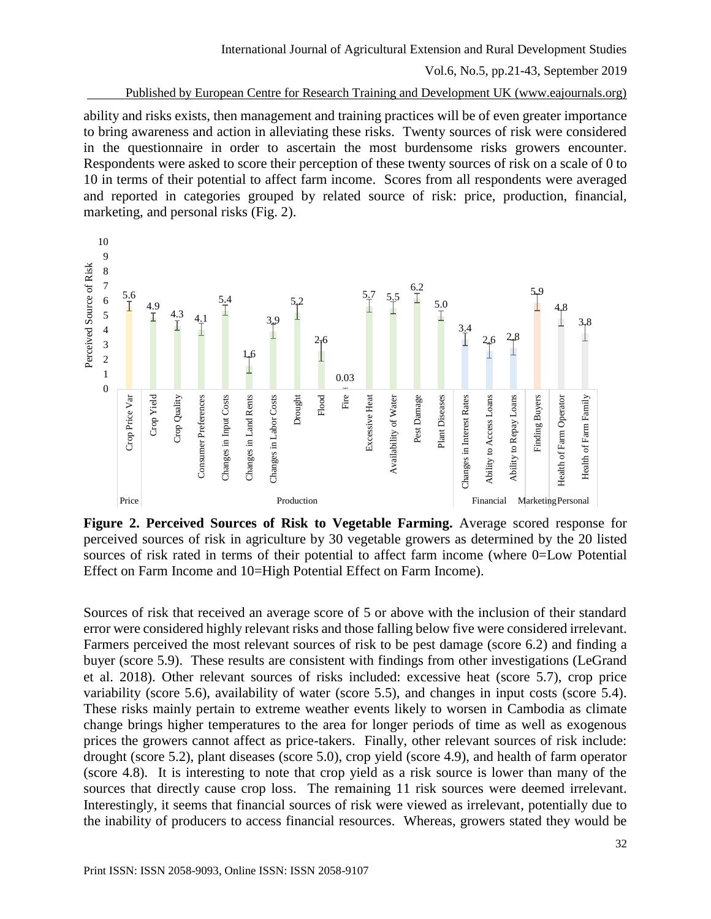ability and risks exists, then management and training practices will be of even greater importance to bring awareness and action in alleviating these risks. Twenty sources of risk were considered in the questionnaire in order to ascertain the most burdensome risks growers encounter. Respondents were asked to score their perception of these twenty sources of risk on a scale of 0 to 10 in terms of their potential to affect farm income. Scores from all respondents were averaged and reported in categories grouped by related source of risk: price, production, financial, marketing, and personal risks (Fig. 2).

**Figure 2. Perceived Sources of Risk to Vegetable Farming.** Average scored response for perceived sources of risk in agriculture by 30 vegetable growers as determined by the 20 listed sources of risk rated in terms of their potential to affect farm income (where 0=Low Potential Effect on Farm Income and 10=High Potential Effect on Farm Income).

Sources of risk that received an average score of 5 or above with the inclusion of their standard error were considered highly relevant risks and those falling below five were considered irrelevant. Farmers perceived the most relevant sources of risk to be pest damage (score 6.2) and finding a buyer (score 5.9). These results are consistent with findings from other investigations (LeGrand et al. 2018). Other relevant sources of risks included: excessive heat (score 5.7), crop price variability (score 5.6), availability of water (score 5.5), and changes in input costs (score 5.4). These risks mainly pertain to extreme weather events likely to worsen in Cambodia as climate change brings higher temperatures to the area for longer periods of time as well as exogenous prices the growers cannot affect as price-takers. Finally, other relevant sources of risk include: drought (score 5.2), plant diseases (score 5.0), crop yield (score 4.9), and health of farm operator (score 4.8). It is interesting to note that crop yield as a risk source is lower than many of the sources that directly cause crop loss. The remaining 11 risk sources were deemed irrelevant. Interestingly, it seems that financial sources of risk were viewed as irrelevant, potentially due to the inability of producers to access financial resources. Whereas, growers stated they would be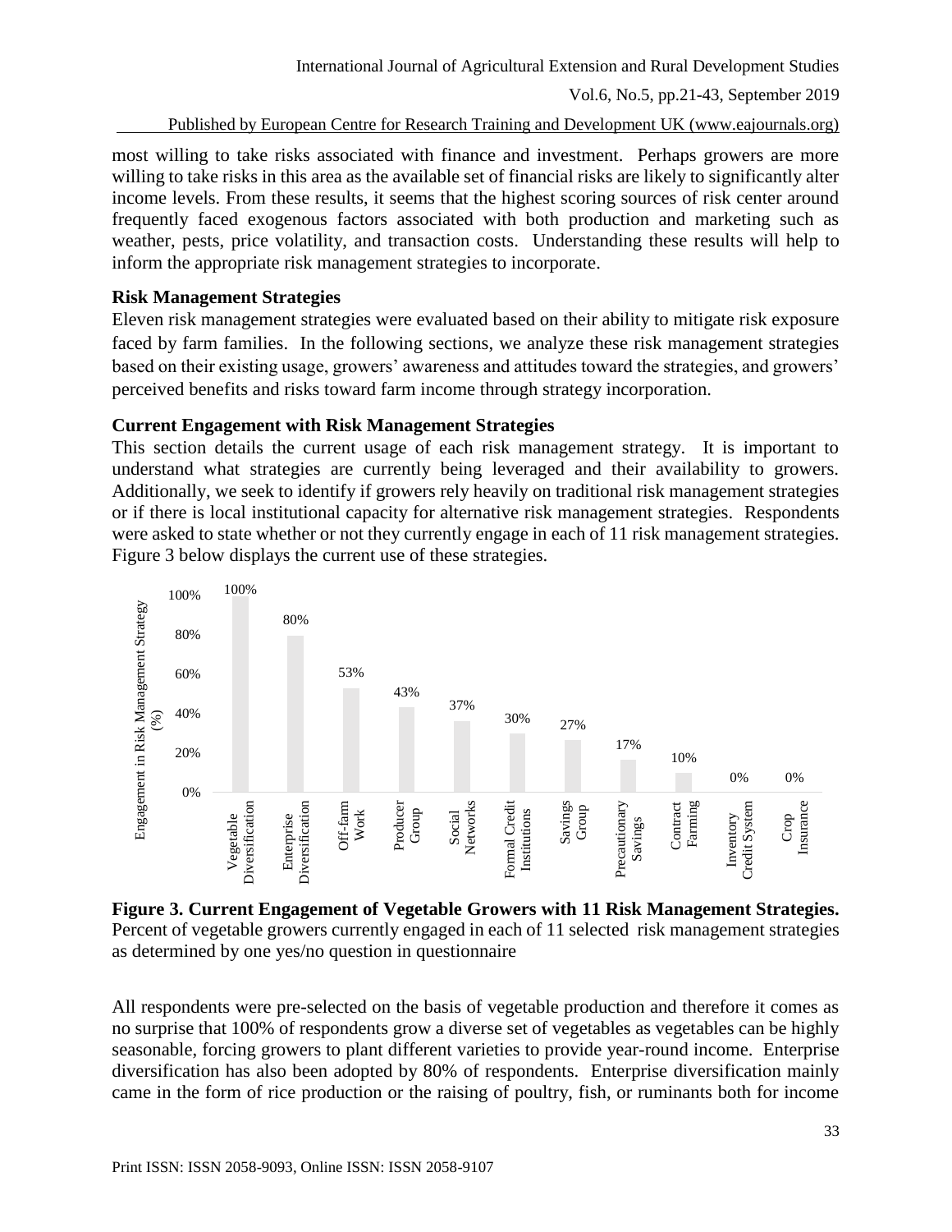most willing to take risks associated with finance and investment. Perhaps growers are more willing to take risks in this area as the available set of financial risks are likely to significantly alter income levels. From these results, it seems that the highest scoring sources of risk center around frequently faced exogenous factors associated with both production and marketing such as weather, pests, price volatility, and transaction costs. Understanding these results will help to inform the appropriate risk management strategies to incorporate.

### Risk Management Strategies

Eleven risk management strategies were evaluated based on their ability to mitigate risk exposure faced by farm families. In the following sections, we analyze these risk management strategies based on their existing usage, growers' awareness and attitudes toward the strategies, and growers' perceived benefits and risks toward farm income through strategy incorporation.

### Current Engagement with Risk Management Strategies

This section details the current usage of each risk management strategy. It is important to understand what strategies are currently being leveraged and their availability to growers. Additionally, we seek to identify if growers rely heavily on traditional risk management strategies or if there is local institutional capacity for alternative risk management strategies. Respondents were asked to state whether or not they currently engage in each of 11 risk management strategies. Figure 3 below displays the current use of these strategies.

| Risk Management Strategy | Engagement in Risk Management Strategy (%) |
| --- | --- |
| Vegetable Diversification | 100% |
| Enterprise Diversification | 80% |
| Off-farm Work | 53% |
| Producer Group | 43% |
| Social Networks | 37% |
| Formal Credit Institutions | 30% |
| Savings Group | 27% |
| Precautionary Savings | 17% |
| Contract Farming | 10% |
| Inventory Credit System | 0% |
| Crop Insurance | 0% |

**Figure 3. Current Engagement of Vegetable Growers with 11 Risk Management Strategies.** Percent of vegetable growers currently engaged in each of 11 selected risk management strategies as determined by one yes/no question in questionnaire

All respondents were pre-selected on the basis of vegetable production and therefore it comes as no surprise that 100% of respondents grow a diverse set of vegetables as vegetables can be highly seasonable, forcing growers to plant different varieties to provide year-round income. Enterprise diversification has also been adopted by 80% of respondents. Enterprise diversification mainly came in the form of rice production or the raising of poultry, fish, or ruminants both for income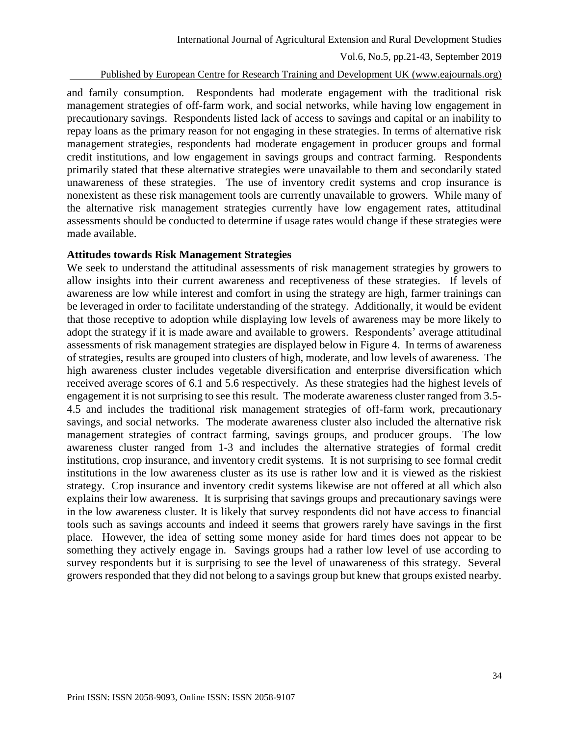and family consumption. Respondents had moderate engagement with the traditional risk management strategies of off-farm work, and social networks, while having low engagement in precautionary savings. Respondents listed lack of access to savings and capital or an inability to repay loans as the primary reason for not engaging in these strategies. In terms of alternative risk management strategies, respondents had moderate engagement in producer groups and formal credit institutions, and low engagement in savings groups and contract farming. Respondents primarily stated that these alternative strategies were unavailable to them and secondarily stated unawareness of these strategies. The use of inventory credit systems and crop insurance is nonexistent as these risk management tools are currently unavailable to growers. While many of the alternative risk management strategies currently have low engagement rates, attitudinal assessments should be conducted to determine if usage rates would change if these strategies were made available.

### Attitudes towards Risk Management Strategies

We seek to understand the attitudinal assessments of risk management strategies by growers to allow insights into their current awareness and receptiveness of these strategies. If levels of awareness are low while interest and comfort in using the strategy are high, farmer trainings can be leveraged in order to facilitate understanding of the strategy. Additionally, it would be evident that those receptive to adoption while displaying low levels of awareness may be more likely to adopt the strategy if it is made aware and available to growers. Respondents' average attitudinal assessments of risk management strategies are displayed below in Figure 4. In terms of awareness of strategies, results are grouped into clusters of high, moderate, and low levels of awareness. The high awareness cluster includes vegetable diversification and enterprise diversification which received average scores of 6.1 and 5.6 respectively. As these strategies had the highest levels of engagement it is not surprising to see this result. The moderate awareness cluster ranged from 3.5-4.5 and includes the traditional risk management strategies of off-farm work, precautionary savings, and social networks. The moderate awareness cluster also included the alternative risk management strategies of contract farming, savings groups, and producer groups. The low awareness cluster ranged from 1-3 and includes the alternative strategies of formal credit institutions, crop insurance, and inventory credit systems. It is not surprising to see formal credit institutions in the low awareness cluster as its use is rather low and it is viewed as the riskiest strategy. Crop insurance and inventory credit systems likewise are not offered at all which also explains their low awareness. It is surprising that savings groups and precautionary savings were in the low awareness cluster. It is likely that survey respondents did not have access to financial tools such as savings accounts and indeed it seems that growers rarely have savings in the first place. However, the idea of setting some money aside for hard times does not appear to be something they actively engage in. Savings groups had a rather low level of use according to survey respondents but it is surprising to see the level of unawareness of this strategy. Several growers responded that they did not belong to a savings group but knew that groups existed nearby.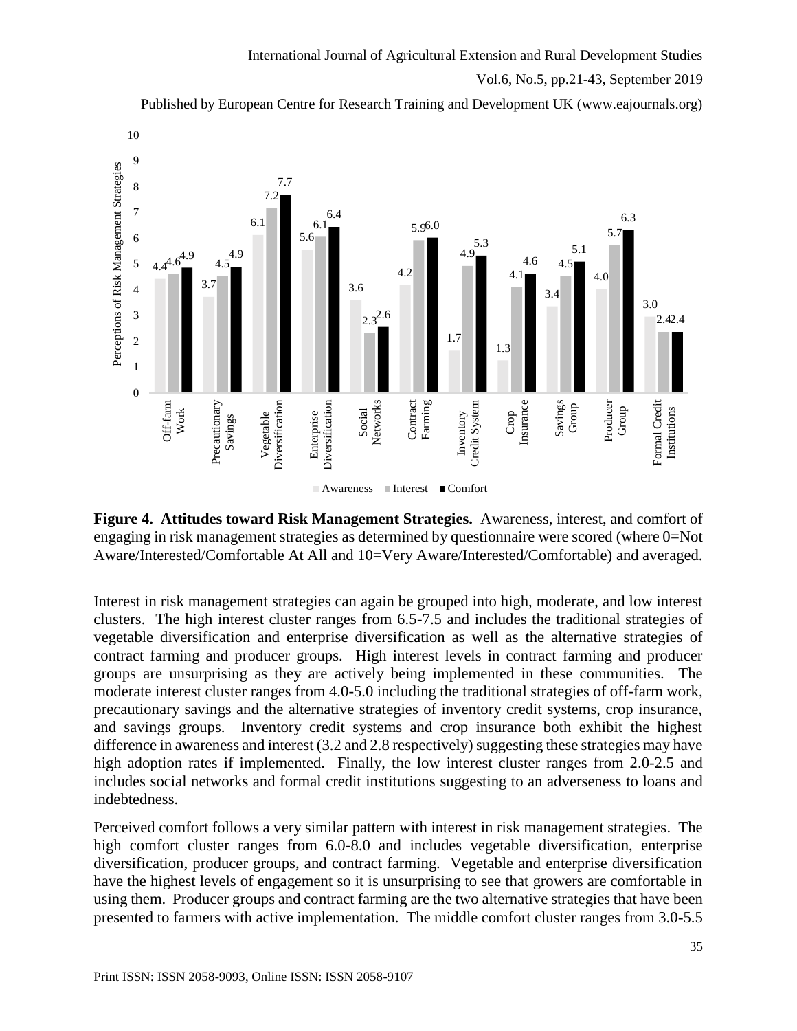**Figure 4. Attitudes toward Risk Management Strategies.** Awareness, interest, and comfort of engaging in risk management strategies as determined by questionnaire were scored (where 0=Not Aware/Interested/Comfortable At All and 10=Very Aware/Interested/Comfortable) and averaged.

Interest in risk management strategies can again be grouped into high, moderate, and low interest clusters. The high interest cluster ranges from 6.5-7.5 and includes the traditional strategies of vegetable diversification and enterprise diversification as well as the alternative strategies of contract farming and producer groups. High interest levels in contract farming and producer groups are unsurprising as they are actively being implemented in these communities. The moderate interest cluster ranges from 4.0-5.0 including the traditional strategies of off-farm work, precautionary savings and the alternative strategies of inventory credit systems, crop insurance, and savings groups. Inventory credit systems and crop insurance both exhibit the highest difference in awareness and interest (3.2 and 2.8 respectively) suggesting these strategies may have high adoption rates if implemented. Finally, the low interest cluster ranges from 2.0-2.5 and includes social networks and formal credit institutions suggesting to an adverseness to loans and indebtedness.

Perceived comfort follows a very similar pattern with interest in risk management strategies. The high comfort cluster ranges from 6.0-8.0 and includes vegetable diversification, enterprise diversification, producer groups, and contract farming. Vegetable and enterprise diversification have the highest levels of engagement so it is unsurprising to see that growers are comfortable in using them. Producer groups and contract farming are the two alternative strategies that have been presented to farmers with active implementation. The middle comfort cluster ranges from 3.0-5.5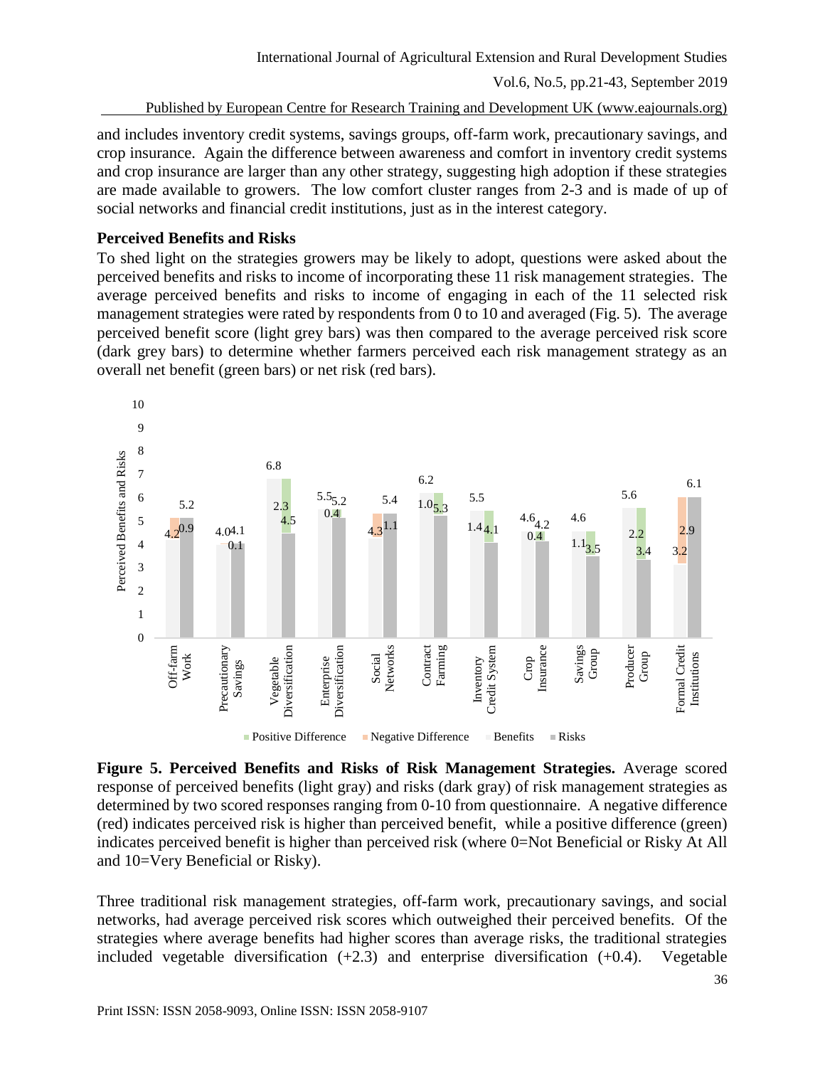and includes inventory credit systems, savings groups, off-farm work, precautionary savings, and crop insurance. Again the difference between awareness and comfort in inventory credit systems and crop insurance are larger than any other strategy, suggesting high adoption if these strategies are made available to growers. The low comfort cluster ranges from 2-3 and is made of up of social networks and financial credit institutions, just as in the interest category.

### Perceived Benefits and Risks

To shed light on the strategies growers may be likely to adopt, questions were asked about the perceived benefits and risks to income of incorporating these 11 risk management strategies. The average perceived benefits and risks to income of engaging in each of the 11 selected risk management strategies were rated by respondents from 0 to 10 and averaged (Fig. 5). The average perceived benefit score (light grey bars) was then compared to the average perceived risk score (dark grey bars) to determine whether farmers perceived each risk management strategy as an overall net benefit (green bars) or net risk (red bars).

**Figure 5. Perceived Benefits and Risks of Risk Management Strategies.** Average scored response of perceived benefits (light gray) and risks (dark gray) of risk management strategies as determined by two scored responses ranging from 0-10 from questionnaire. A negative difference (red) indicates perceived risk is higher than perceived benefit, while a positive difference (green) indicates perceived benefit is higher than perceived risk (where 0=Not Beneficial or Risky At All and 10=Very Beneficial or Risky).

Three traditional risk management strategies, off-farm work, precautionary savings, and social networks, had average perceived risk scores which outweighed their perceived benefits. Of the strategies where average benefits had higher scores than average risks, the traditional strategies included vegetable diversification (+2.3) and enterprise diversification (+0.4). Vegetable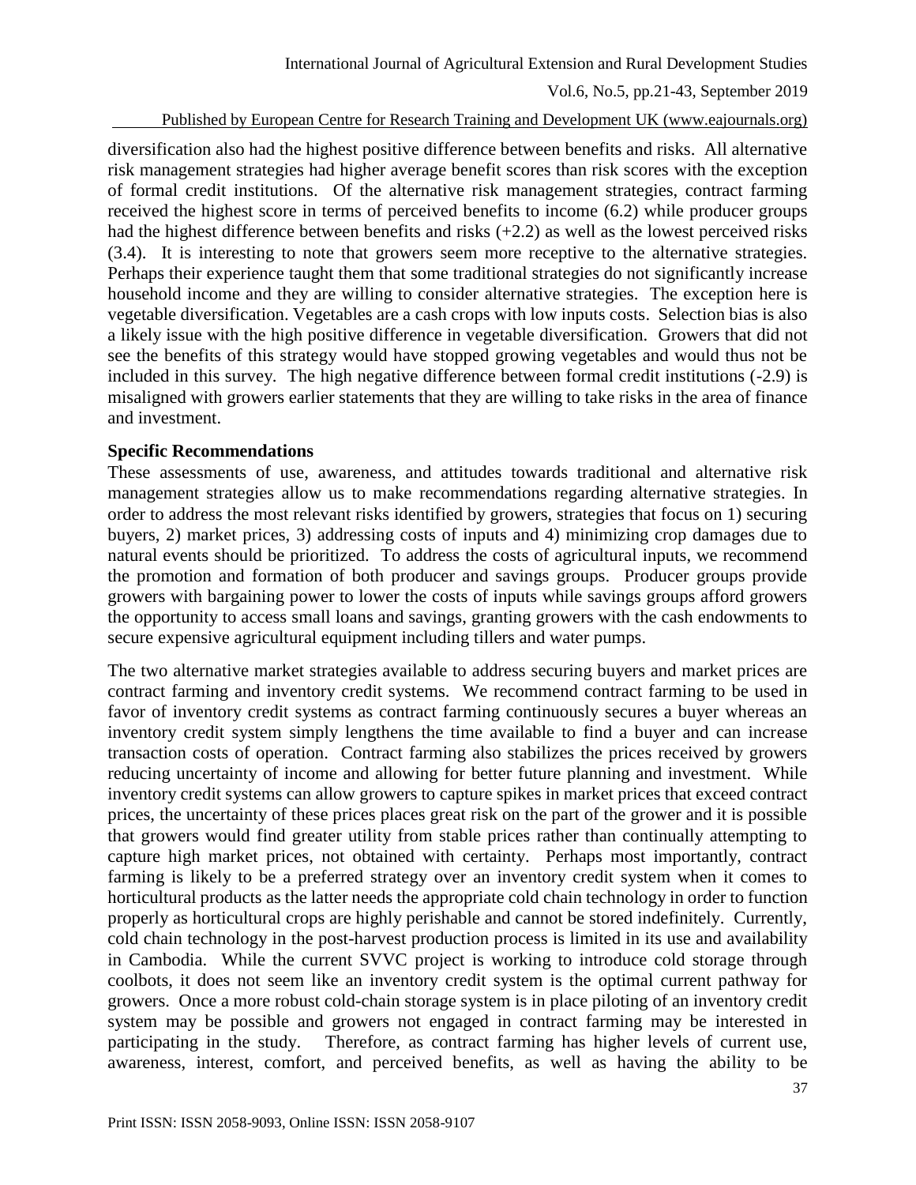diversification also had the highest positive difference between benefits and risks. All alternative risk management strategies had higher average benefit scores than risk scores with the exception of formal credit institutions. Of the alternative risk management strategies, contract farming received the highest score in terms of perceived benefits to income (6.2) while producer groups had the highest difference between benefits and risks (+2.2) as well as the lowest perceived risks (3.4). It is interesting to note that growers seem more receptive to the alternative strategies. Perhaps their experience taught them that some traditional strategies do not significantly increase household income and they are willing to consider alternative strategies. The exception here is vegetable diversification. Vegetables are a cash crops with low inputs costs. Selection bias is also a likely issue with the high positive difference in vegetable diversification. Growers that did not see the benefits of this strategy would have stopped growing vegetables and would thus not be included in this survey. The high negative difference between formal credit institutions (-2.9) is misaligned with growers earlier statements that they are willing to take risks in the area of finance and investment.

**Specific Recommendations**

These assessments of use, awareness, and attitudes towards traditional and alternative risk management strategies allow us to make recommendations regarding alternative strategies. In order to address the most relevant risks identified by growers, strategies that focus on 1) securing buyers, 2) market prices, 3) addressing costs of inputs and 4) minimizing crop damages due to natural events should be prioritized. To address the costs of agricultural inputs, we recommend the promotion and formation of both producer and savings groups. Producer groups provide growers with bargaining power to lower the costs of inputs while savings groups afford growers the opportunity to access small loans and savings, granting growers with the cash endowments to secure expensive agricultural equipment including tillers and water pumps.

The two alternative market strategies available to address securing buyers and market prices are contract farming and inventory credit systems. We recommend contract farming to be used in favor of inventory credit systems as contract farming continuously secures a buyer whereas an inventory credit system simply lengthens the time available to find a buyer and can increase transaction costs of operation. Contract farming also stabilizes the prices received by growers reducing uncertainty of income and allowing for better future planning and investment. While inventory credit systems can allow growers to capture spikes in market prices that exceed contract prices, the uncertainty of these prices places great risk on the part of the grower and it is possible that growers would find greater utility from stable prices rather than continually attempting to capture high market prices, not obtained with certainty. Perhaps most importantly, contract farming is likely to be a preferred strategy over an inventory credit system when it comes to horticultural products as the latter needs the appropriate cold chain technology in order to function properly as horticultural crops are highly perishable and cannot be stored indefinitely. Currently, cold chain technology in the post-harvest production process is limited in its use and availability in Cambodia. While the current SVVC project is working to introduce cold storage through coolbots, it does not seem like an inventory credit system is the optimal current pathway for growers. Once a more robust cold-chain storage system is in place piloting of an inventory credit system may be possible and growers not engaged in contract farming may be interested in participating in the study. Therefore, as contract farming has higher levels of current use, awareness, interest, comfort, and perceived benefits, as well as having the ability to be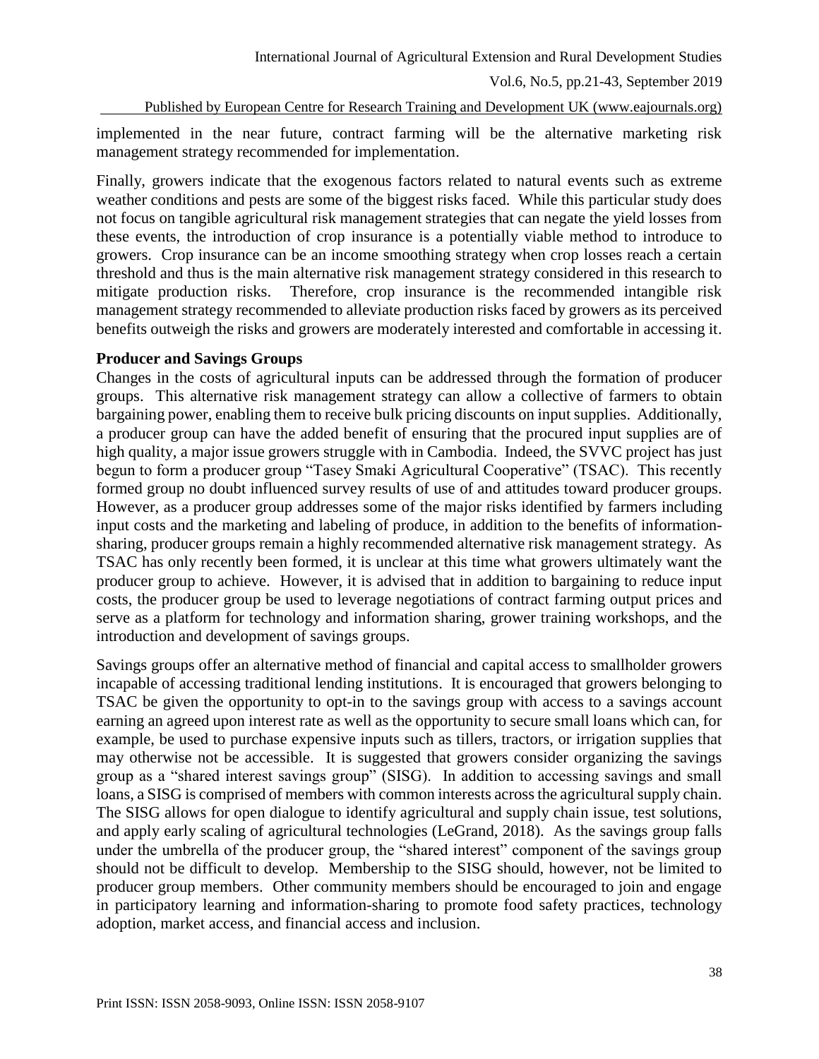implemented in the near future, contract farming will be the alternative marketing risk management strategy recommended for implementation.

Finally, growers indicate that the exogenous factors related to natural events such as extreme weather conditions and pests are some of the biggest risks faced. While this particular study does not focus on tangible agricultural risk management strategies that can negate the yield losses from these events, the introduction of crop insurance is a potentially viable method to introduce to growers. Crop insurance can be an income smoothing strategy when crop losses reach a certain threshold and thus is the main alternative risk management strategy considered in this research to mitigate production risks. Therefore, crop insurance is the recommended intangible risk management strategy recommended to alleviate production risks faced by growers as its perceived benefits outweigh the risks and growers are moderately interested and comfortable in accessing it.

**Producer and Savings Groups**

Changes in the costs of agricultural inputs can be addressed through the formation of producer groups. This alternative risk management strategy can allow a collective of farmers to obtain bargaining power, enabling them to receive bulk pricing discounts on input supplies. Additionally, a producer group can have the added benefit of ensuring that the procured input supplies are of high quality, a major issue growers struggle with in Cambodia. Indeed, the SVVC project has just begun to form a producer group "Tasey Smaki Agricultural Cooperative" (TSAC). This recently formed group no doubt influenced survey results of use of and attitudes toward producer groups. However, as a producer group addresses some of the major risks identified by farmers including input costs and the marketing and labeling of produce, in addition to the benefits of information-sharing, producer groups remain a highly recommended alternative risk management strategy. As TSAC has only recently been formed, it is unclear at this time what growers ultimately want the producer group to achieve. However, it is advised that in addition to bargaining to reduce input costs, the producer group be used to leverage negotiations of contract farming output prices and serve as a platform for technology and information sharing, grower training workshops, and the introduction and development of savings groups.

Savings groups offer an alternative method of financial and capital access to smallholder growers incapable of accessing traditional lending institutions. It is encouraged that growers belonging to TSAC be given the opportunity to opt-in to the savings group with access to a savings account earning an agreed upon interest rate as well as the opportunity to secure small loans which can, for example, be used to purchase expensive inputs such as tillers, tractors, or irrigation supplies that may otherwise not be accessible. It is suggested that growers consider organizing the savings group as a "shared interest savings group" (SISG). In addition to accessing savings and small loans, a SISG is comprised of members with common interests across the agricultural supply chain. The SISG allows for open dialogue to identify agricultural and supply chain issue, test solutions, and apply early scaling of agricultural technologies (LeGrand, 2018). As the savings group falls under the umbrella of the producer group, the "shared interest" component of the savings group should not be difficult to develop. Membership to the SISG should, however, not be limited to producer group members. Other community members should be encouraged to join and engage in participatory learning and information-sharing to promote food safety practices, technology adoption, market access, and financial access and inclusion.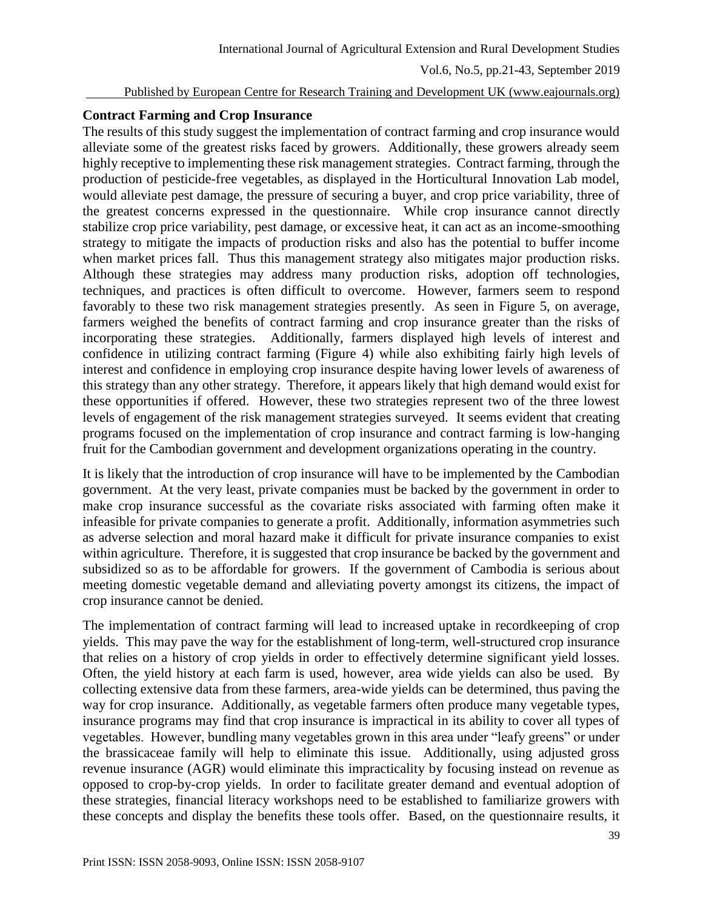**Contract Farming and Crop Insurance**

The results of this study suggest the implementation of contract farming and crop insurance would alleviate some of the greatest risks faced by growers. Additionally, these growers already seem highly receptive to implementing these risk management strategies. Contract farming, through the production of pesticide-free vegetables, as displayed in the Horticultural Innovation Lab model, would alleviate pest damage, the pressure of securing a buyer, and crop price variability, three of the greatest concerns expressed in the questionnaire. While crop insurance cannot directly stabilize crop price variability, pest damage, or excessive heat, it can act as an income-smoothing strategy to mitigate the impacts of production risks and also has the potential to buffer income when market prices fall. Thus this management strategy also mitigates major production risks. Although these strategies may address many production risks, adoption off technologies, techniques, and practices is often difficult to overcome. However, farmers seem to respond favorably to these two risk management strategies presently. As seen in Figure 5, on average, farmers weighed the benefits of contract farming and crop insurance greater than the risks of incorporating these strategies. Additionally, farmers displayed high levels of interest and confidence in utilizing contract farming (Figure 4) while also exhibiting fairly high levels of interest and confidence in employing crop insurance despite having lower levels of awareness of this strategy than any other strategy. Therefore, it appears likely that high demand would exist for these opportunities if offered. However, these two strategies represent two of the three lowest levels of engagement of the risk management strategies surveyed. It seems evident that creating programs focused on the implementation of crop insurance and contract farming is low-hanging fruit for the Cambodian government and development organizations operating in the country.

It is likely that the introduction of crop insurance will have to be implemented by the Cambodian government. At the very least, private companies must be backed by the government in order to make crop insurance successful as the covariate risks associated with farming often make it infeasible for private companies to generate a profit. Additionally, information asymmetries such as adverse selection and moral hazard make it difficult for private insurance companies to exist within agriculture. Therefore, it is suggested that crop insurance be backed by the government and subsidized so as to be affordable for growers. If the government of Cambodia is serious about meeting domestic vegetable demand and alleviating poverty amongst its citizens, the impact of crop insurance cannot be denied.

The implementation of contract farming will lead to increased uptake in recordkeeping of crop yields. This may pave the way for the establishment of long-term, well-structured crop insurance that relies on a history of crop yields in order to effectively determine significant yield losses. Often, the yield history at each farm is used, however, area wide yields can also be used. By collecting extensive data from these farmers, area-wide yields can be determined, thus paving the way for crop insurance. Additionally, as vegetable farmers often produce many vegetable types, insurance programs may find that crop insurance is impractical in its ability to cover all types of vegetables. However, bundling many vegetables grown in this area under "leafy greens" or under the brassicaceae family will help to eliminate this issue. Additionally, using adjusted gross revenue insurance (AGR) would eliminate this impracticality by focusing instead on revenue as opposed to crop-by-crop yields. In order to facilitate greater demand and eventual adoption of these strategies, financial literacy workshops need to be established to familiarize growers with these concepts and display the benefits these tools offer. Based, on the questionnaire results, it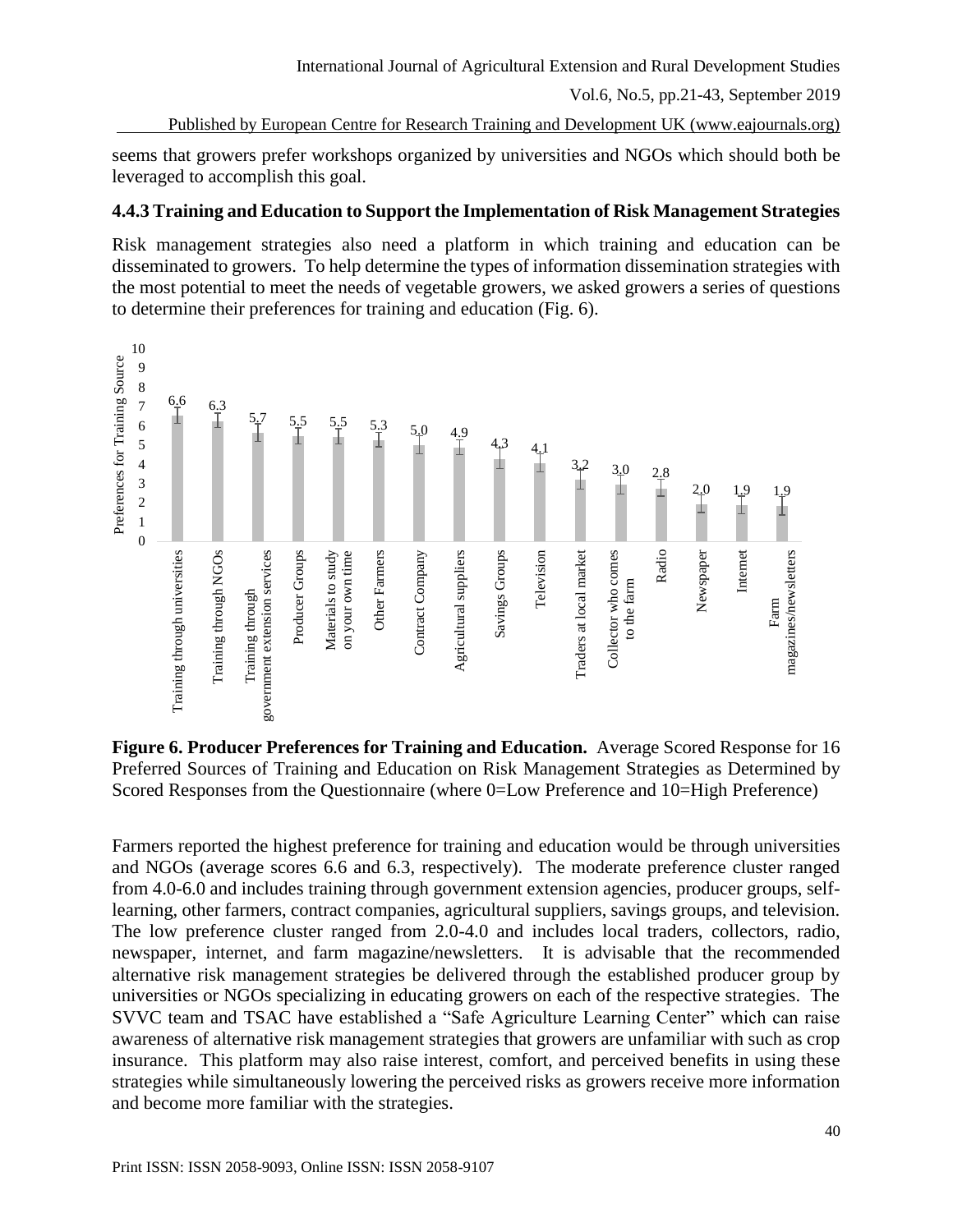seems that growers prefer workshops organized by universities and NGOs which should both be leveraged to accomplish this goal.

### 4.4.3 Training and Education to Support the Implementation of Risk Management Strategies

Risk management strategies also need a platform in which training and education can be disseminated to growers. To help determine the types of information dissemination strategies with the most potential to meet the needs of vegetable growers, we asked growers a series of questions to determine their preferences for training and education (Fig. 6).

**Figure 6. Producer Preferences for Training and Education.** Average Scored Response for 16 Preferred Sources of Training and Education on Risk Management Strategies as Determined by Scored Responses from the Questionnaire (where 0=Low Preference and 10=High Preference)

Farmers reported the highest preference for training and education would be through universities and NGOs (average scores 6.6 and 6.3, respectively). The moderate preference cluster ranged from 4.0-6.0 and includes training through government extension agencies, producer groups, self-learning, other farmers, contract companies, agricultural suppliers, savings groups, and television. The low preference cluster ranged from 2.0-4.0 and includes local traders, collectors, radio, newspaper, internet, and farm magazine/newsletters. It is advisable that the recommended alternative risk management strategies be delivered through the established producer group by universities or NGOs specializing in educating growers on each of the respective strategies. The SVVC team and TSAC have established a "Safe Agriculture Learning Center" which can raise awareness of alternative risk management strategies that growers are unfamiliar with such as crop insurance. This platform may also raise interest, comfort, and perceived benefits in using these strategies while simultaneously lowering the perceived risks as growers receive more information and become more familiar with the strategies.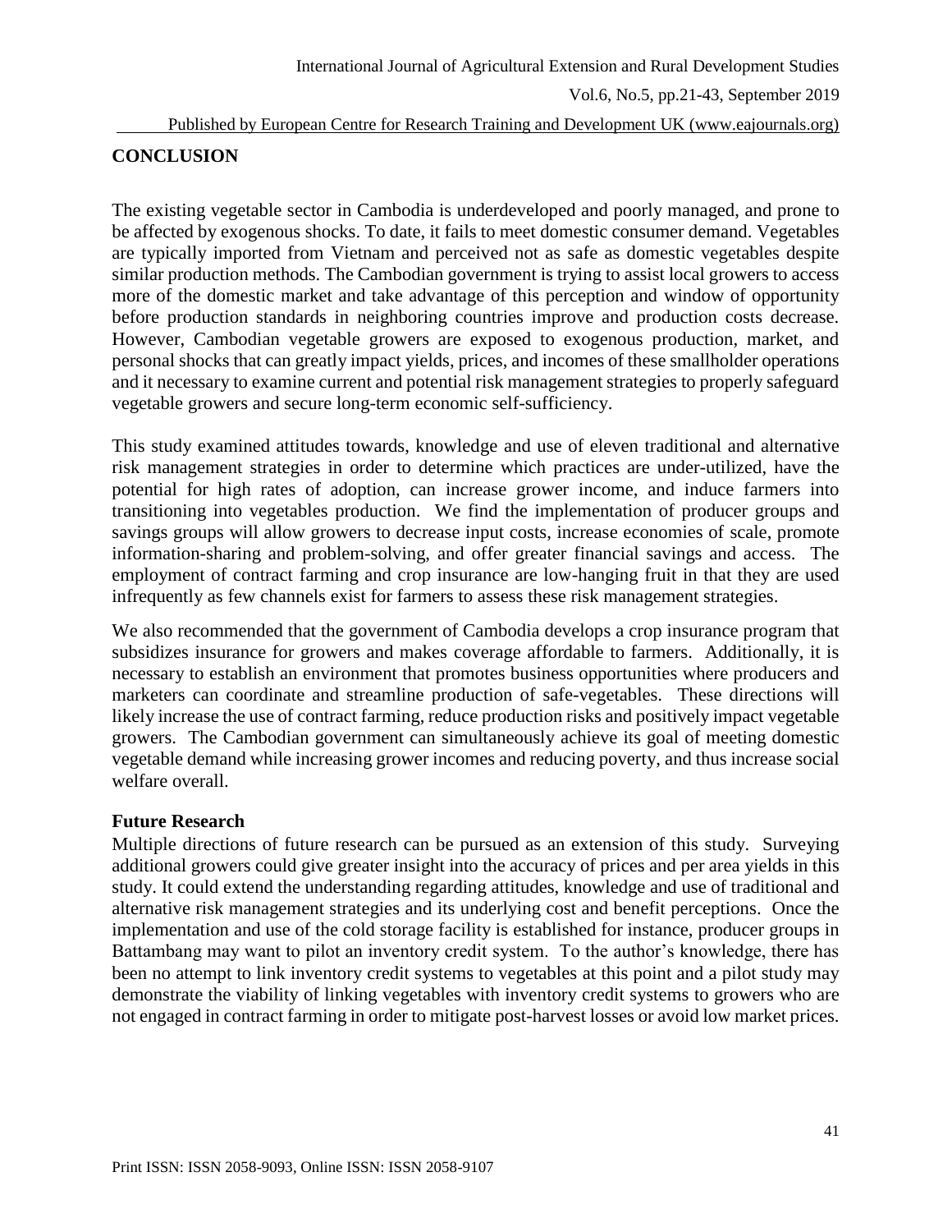## CONCLUSION

The existing vegetable sector in Cambodia is underdeveloped and poorly managed, and prone to be affected by exogenous shocks. To date, it fails to meet domestic consumer demand. Vegetables are typically imported from Vietnam and perceived not as safe as domestic vegetables despite similar production methods. The Cambodian government is trying to assist local growers to access more of the domestic market and take advantage of this perception and window of opportunity before production standards in neighboring countries improve and production costs decrease. However, Cambodian vegetable growers are exposed to exogenous production, market, and personal shocks that can greatly impact yields, prices, and incomes of these smallholder operations and it necessary to examine current and potential risk management strategies to properly safeguard vegetable growers and secure long-term economic self-sufficiency.

This study examined attitudes towards, knowledge and use of eleven traditional and alternative risk management strategies in order to determine which practices are under-utilized, have the potential for high rates of adoption, can increase grower income, and induce farmers into transitioning into vegetables production. We find the implementation of producer groups and savings groups will allow growers to decrease input costs, increase economies of scale, promote information-sharing and problem-solving, and offer greater financial savings and access. The employment of contract farming and crop insurance are low-hanging fruit in that they are used infrequently as few channels exist for farmers to assess these risk management strategies.

We also recommended that the government of Cambodia develops a crop insurance program that subsidizes insurance for growers and makes coverage affordable to farmers. Additionally, it is necessary to establish an environment that promotes business opportunities where producers and marketers can coordinate and streamline production of safe-vegetables. These directions will likely increase the use of contract farming, reduce production risks and positively impact vegetable growers. The Cambodian government can simultaneously achieve its goal of meeting domestic vegetable demand while increasing grower incomes and reducing poverty, and thus increase social welfare overall.

### Future Research

Multiple directions of future research can be pursued as an extension of this study. Surveying additional growers could give greater insight into the accuracy of prices and per area yields in this study. It could extend the understanding regarding attitudes, knowledge and use of traditional and alternative risk management strategies and its underlying cost and benefit perceptions. Once the implementation and use of the cold storage facility is established for instance, producer groups in Battambang may want to pilot an inventory credit system. To the author's knowledge, there has been no attempt to link inventory credit systems to vegetables at this point and a pilot study may demonstrate the viability of linking vegetables with inventory credit systems to growers who are not engaged in contract farming in order to mitigate post-harvest losses or avoid low market prices.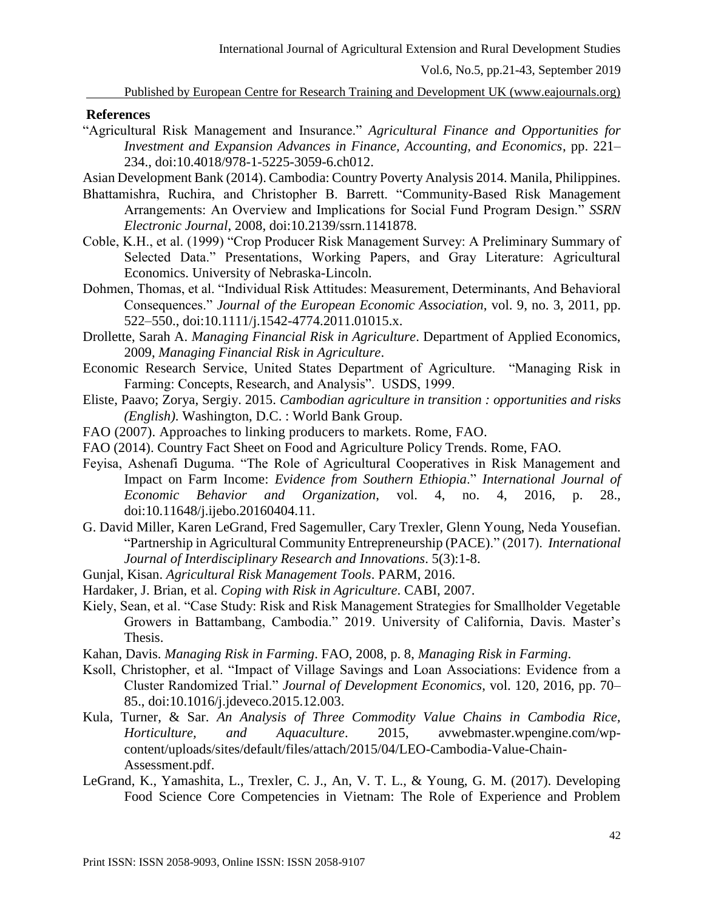## References

"Agricultural Risk Management and Insurance." *Agricultural Finance and Opportunities for Investment and Expansion Advances in Finance, Accounting, and Economics*, pp. 221–234., doi:10.4018/978-1-5225-3059-6.ch012.

Asian Development Bank (2014). Cambodia: Country Poverty Analysis 2014. Manila, Philippines.

Bhattamishra, Ruchira, and Christopher B. Barrett. "Community-Based Risk Management Arrangements: An Overview and Implications for Social Fund Program Design." *SSRN Electronic Journal*, 2008, doi:10.2139/ssrn.1141878.

Coble, K.H., et al. (1999) "Crop Producer Risk Management Survey: A Preliminary Summary of Selected Data." Presentations, Working Papers, and Gray Literature: Agricultural Economics. University of Nebraska-Lincoln.

Dohmen, Thomas, et al. "Individual Risk Attitudes: Measurement, Determinants, And Behavioral Consequences." *Journal of the European Economic Association*, vol. 9, no. 3, 2011, pp. 522–550., doi:10.1111/j.1542-4774.2011.01015.x.

Drollette, Sarah A. *Managing Financial Risk in Agriculture*. Department of Applied Economics, 2009, *Managing Financial Risk in Agriculture*.

Economic Research Service, United States Department of Agriculture. "Managing Risk in Farming: Concepts, Research, and Analysis". USDS, 1999.

Eliste, Paavo; Zorya, Sergiy. 2015. *Cambodian agriculture in transition : opportunities and risks (English)*. Washington, D.C. : World Bank Group.

FAO (2007). Approaches to linking producers to markets. Rome, FAO.

FAO (2014). Country Fact Sheet on Food and Agriculture Policy Trends. Rome, FAO.

Feyisa, Ashenafi Duguma. "The Role of Agricultural Cooperatives in Risk Management and Impact on Farm Income: *Evidence from Southern Ethiopia*." *International Journal of Economic Behavior and Organization*, vol. 4, no. 4, 2016, p. 28., doi:10.11648/j.ijebo.20160404.11.

G. David Miller, Karen LeGrand, Fred Sagemuller, Cary Trexler, Glenn Young, Neda Yousefian. "Partnership in Agricultural Community Entrepreneurship (PACE)." (2017). *International Journal of Interdisciplinary Research and Innovations*. 5(3):1-8.

Gunjal, Kisan. *Agricultural Risk Management Tools*. PARM, 2016.

Hardaker, J. Brian, et al. *Coping with Risk in Agriculture*. CABI, 2007.

Kiely, Sean, et al. "Case Study: Risk and Risk Management Strategies for Smallholder Vegetable Growers in Battambang, Cambodia." 2019. University of California, Davis. Master's Thesis.

Kahan, Davis. *Managing Risk in Farming*. FAO, 2008, p. 8, *Managing Risk in Farming*.

Ksoll, Christopher, et al. "Impact of Village Savings and Loan Associations: Evidence from a Cluster Randomized Trial." *Journal of Development Economics*, vol. 120, 2016, pp. 70–85., doi:10.1016/j.jdeveco.2015.12.003.

Kula, Turner, & Sar. *An Analysis of Three Commodity Value Chains in Cambodia Rice, Horticulture, and Aquaculture*. 2015, avwebmaster.wpengine.com/wp-content/uploads/sites/default/files/attach/2015/04/LEO-Cambodia-Value-Chain-Assessment.pdf.

LeGrand, K., Yamashita, L., Trexler, C. J., An, V. T. L., & Young, G. M. (2017). Developing Food Science Core Competencies in Vietnam: The Role of Experience and Problem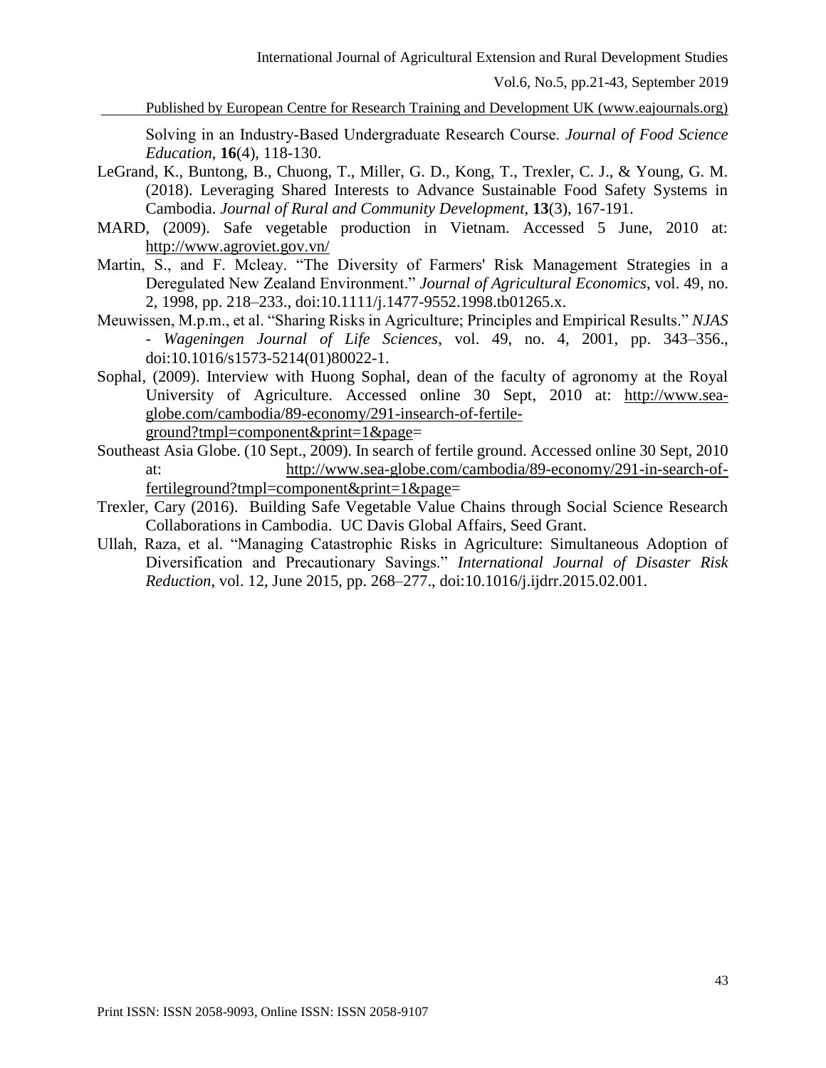Solving in an Industry-Based Undergraduate Research Course. *Journal of Food Science Education*, **16**(4), 118-130.

LeGrand, K., Buntong, B., Chuong, T., Miller, G. D., Kong, T., Trexler, C. J., & Young, G. M. (2018). Leveraging Shared Interests to Advance Sustainable Food Safety Systems in Cambodia. *Journal of Rural and Community Development*, **13**(3), 167-191.

MARD, (2009). Safe vegetable production in Vietnam. Accessed 5 June, 2010 at: http://www.agroviet.gov.vn/

Martin, S., and F. Mcleay. "The Diversity of Farmers' Risk Management Strategies in a Deregulated New Zealand Environment." *Journal of Agricultural Economics*, vol. 49, no. 2, 1998, pp. 218–233., doi:10.1111/j.1477-9552.1998.tb01265.x.

Meuwissen, M.p.m., et al. "Sharing Risks in Agriculture; Principles and Empirical Results." *NJAS - Wageningen Journal of Life Sciences*, vol. 49, no. 4, 2001, pp. 343–356., doi:10.1016/s1573-5214(01)80022-1.

Sophal, (2009). Interview with Huong Sophal, dean of the faculty of agronomy at the Royal University of Agriculture. Accessed online 30 Sept, 2010 at: http://www.sea-globe.com/cambodia/89-economy/291-insearch-of-fertile-ground?tmpl=component&print=1&page=

Southeast Asia Globe. (10 Sept., 2009). In search of fertile ground. Accessed online 30 Sept, 2010 at: http://www.sea-globe.com/cambodia/89-economy/291-in-search-of-fertileground?tmpl=component&print=1&page=

Trexler, Cary (2016). Building Safe Vegetable Value Chains through Social Science Research Collaborations in Cambodia. UC Davis Global Affairs, Seed Grant.

Ullah, Raza, et al. "Managing Catastrophic Risks in Agriculture: Simultaneous Adoption of Diversification and Precautionary Savings." *International Journal of Disaster Risk Reduction*, vol. 12, June 2015, pp. 268–277., doi:10.1016/j.ijdrr.2015.02.001.